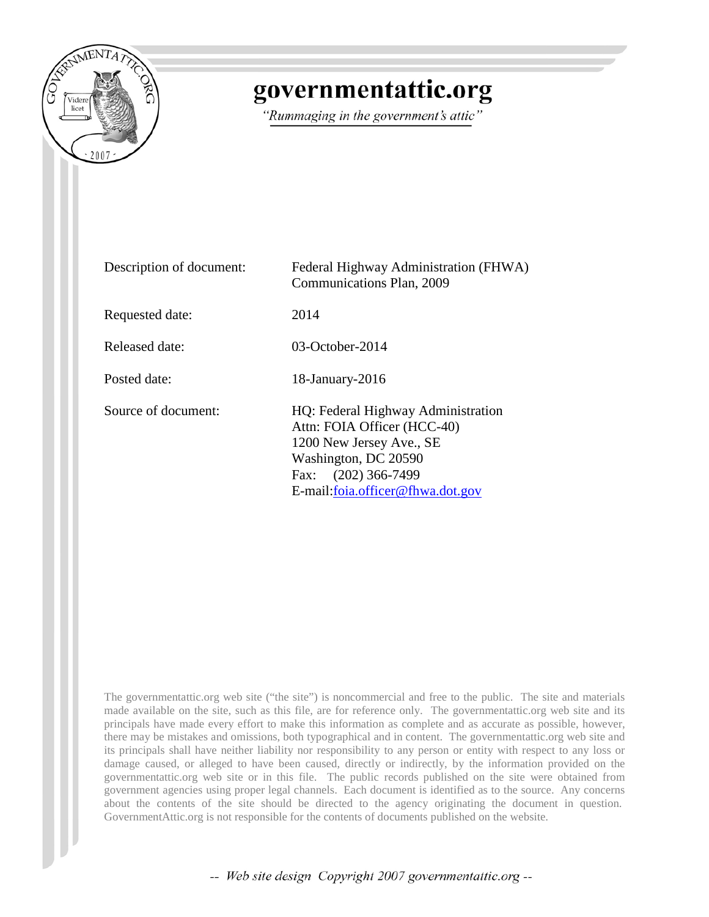# governmentattic.org

*"Rummaging in the government's attic"*

| | |
|---|---|
| Description of document: | Federal Highway Administration (FHWA) Communications Plan, 2009 |
| Requested date: | 2014 |
| Released date: | 03-October-2014 |
| Posted date: | 18-January-2016 |
| Source of document: | HQ: Federal Highway Administration<br>Attn: FOIA Officer (HCC-40)<br>1200 New Jersey Ave., SE<br>Washington, DC 20590<br>Fax: (202) 366-7499<br>E-mail: foia.officer@fhwa.dot.gov |

The governmentattic.org web site ("the site") is noncommercial and free to the public. The site and materials made available on the site, such as this file, are for reference only. The governmentattic.org web site and its principals have made every effort to make this information as complete and as accurate as possible, however, there may be mistakes and omissions, both typographical and in content. The governmentattic.org web site and its principals shall have neither liability nor responsibility to any person or entity with respect to any loss or damage caused, or alleged to have been caused, directly or indirectly, by the information provided on the governmentattic.org web site or in this file. The public records published on the site were obtained from government agencies using proper legal channels. Each document is identified as to the source. Any concerns about the contents of the site should be directed to the agency originating the document in question. GovernmentAttic.org is not responsible for the contents of documents published on the website.

-- Web site design Copyright 2007 governmentattic.org --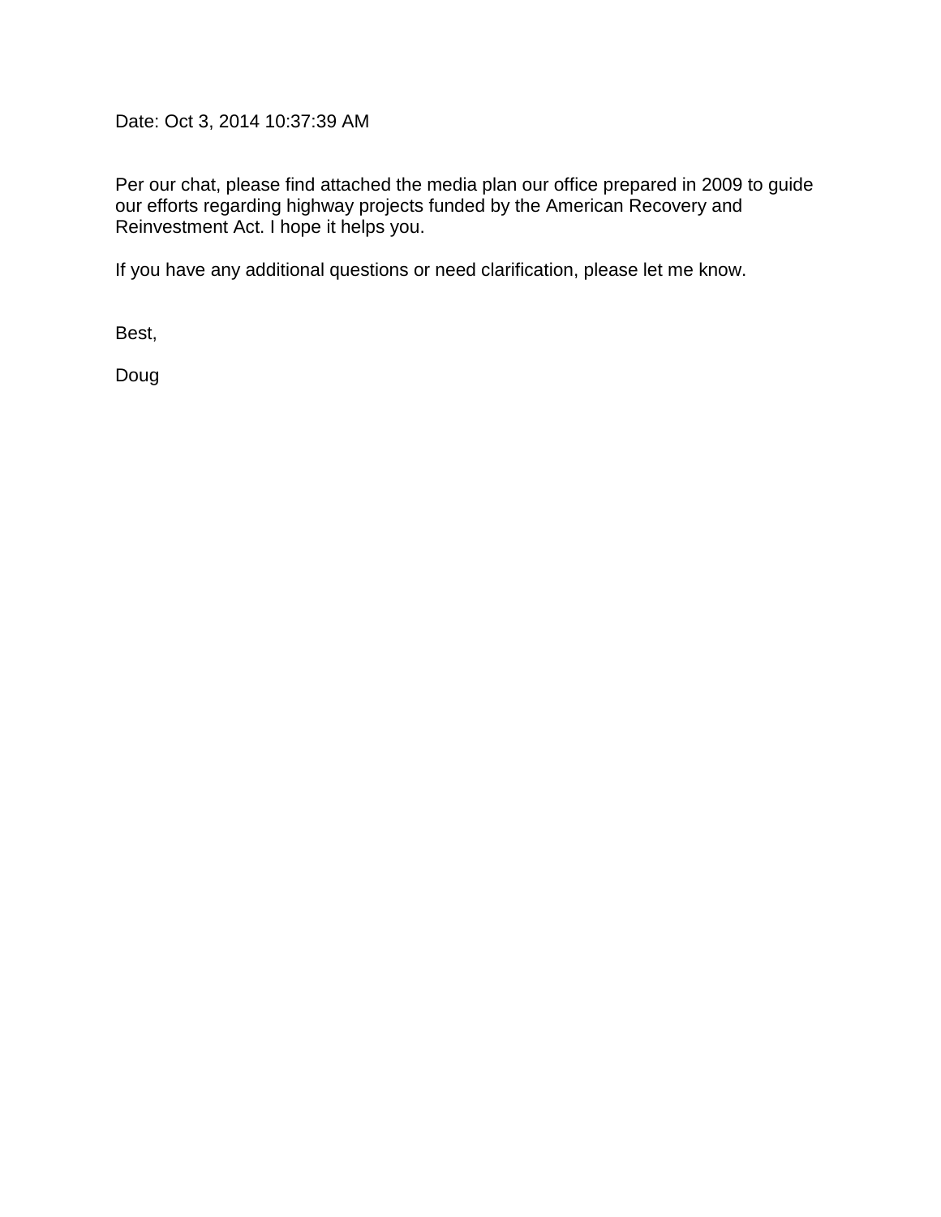Date: Oct 3, 2014 10:37:39 AM

Per our chat, please find attached the media plan our office prepared in 2009 to guide our efforts regarding highway projects funded by the American Recovery and Reinvestment Act. I hope it helps you.

If you have any additional questions or need clarification, please let me know.

Best,

Doug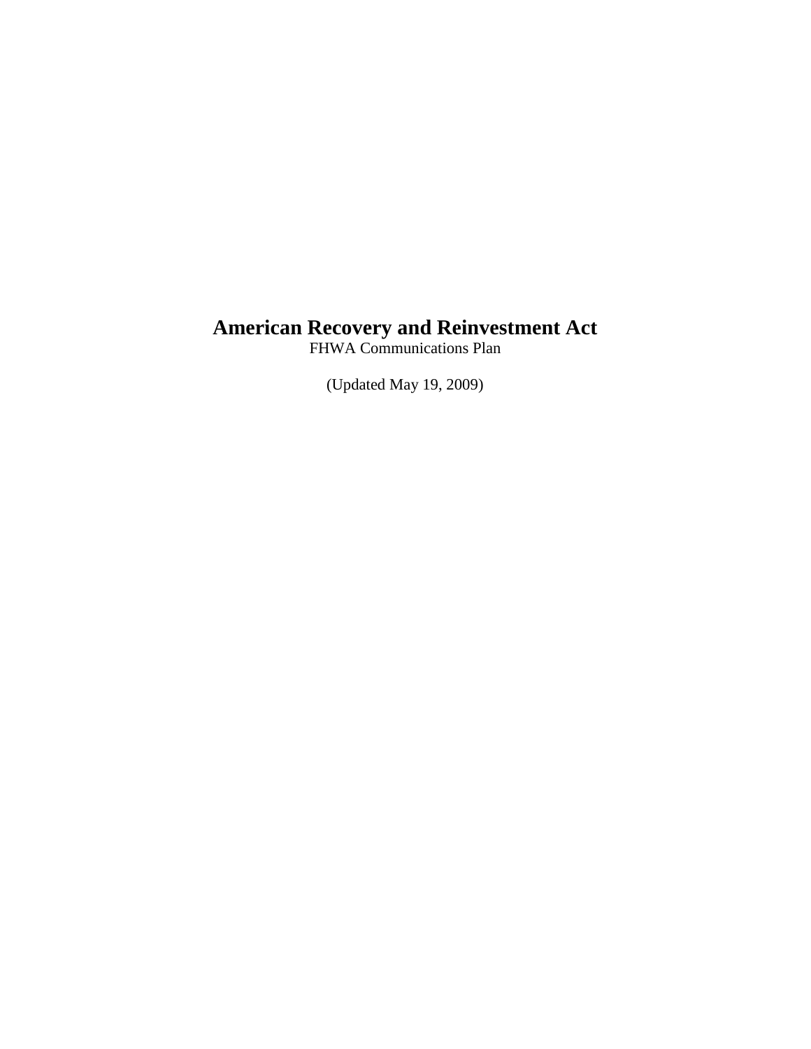# American Recovery and Reinvestment Act

FHWA Communications Plan

(Updated May 19, 2009)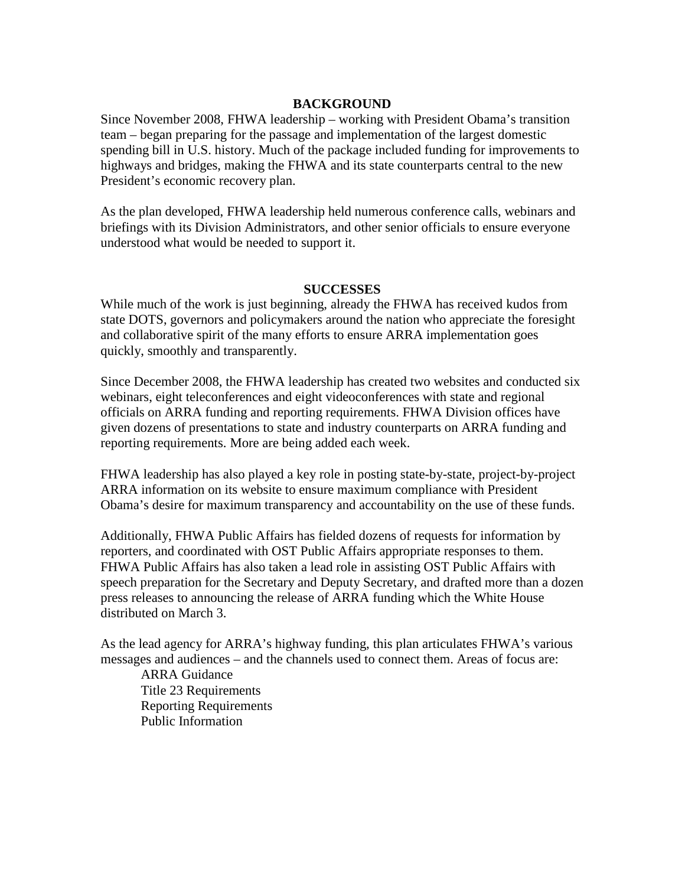## BACKGROUND

Since November 2008, FHWA leadership – working with President Obama's transition team – began preparing for the passage and implementation of the largest domestic spending bill in U.S. history. Much of the package included funding for improvements to highways and bridges, making the FHWA and its state counterparts central to the new President's economic recovery plan.

As the plan developed, FHWA leadership held numerous conference calls, webinars and briefings with its Division Administrators, and other senior officials to ensure everyone understood what would be needed to support it.

## SUCCESSES

While much of the work is just beginning, already the FHWA has received kudos from state DOTS, governors and policymakers around the nation who appreciate the foresight and collaborative spirit of the many efforts to ensure ARRA implementation goes quickly, smoothly and transparently.

Since December 2008, the FHWA leadership has created two websites and conducted six webinars, eight teleconferences and eight videoconferences with state and regional officials on ARRA funding and reporting requirements. FHWA Division offices have given dozens of presentations to state and industry counterparts on ARRA funding and reporting requirements. More are being added each week.

FHWA leadership has also played a key role in posting state-by-state, project-by-project ARRA information on its website to ensure maximum compliance with President Obama's desire for maximum transparency and accountability on the use of these funds.

Additionally, FHWA Public Affairs has fielded dozens of requests for information by reporters, and coordinated with OST Public Affairs appropriate responses to them. FHWA Public Affairs has also taken a lead role in assisting OST Public Affairs with speech preparation for the Secretary and Deputy Secretary, and drafted more than a dozen press releases to announcing the release of ARRA funding which the White House distributed on March 3.

As the lead agency for ARRA's highway funding, this plan articulates FHWA's various messages and audiences – and the channels used to connect them. Areas of focus are:

- ARRA Guidance
- Title 23 Requirements
- Reporting Requirements
- Public Information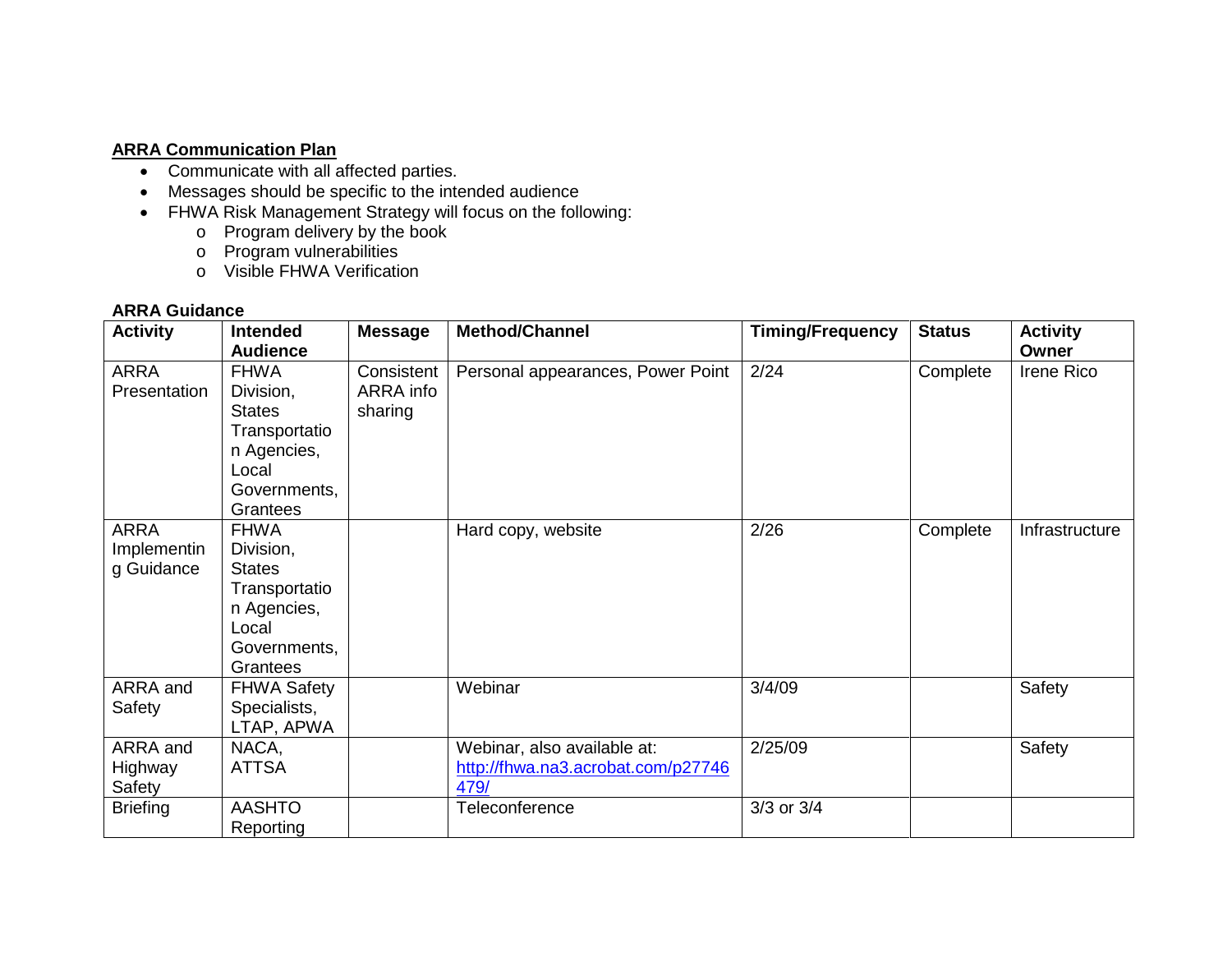**ARRA Communication Plan**

- Communicate with all affected parties.
- Messages should be specific to the intended audience
- FHWA Risk Management Strategy will focus on the following:
  - Program delivery by the book
  - Program vulnerabilities
  - Visible FHWA Verification

**ARRA Guidance**

| Activity | Intended Audience | Message | Method/Channel | Timing/Frequency | Status | Activity Owner |
|---|---|---|---|---|---|---|
| ARRA Presentation | FHWA Division, States Transportation Agencies, Local Governments, Grantees | Consistent ARRA info sharing | Personal appearances, Power Point | 2/24 | Complete | Irene Rico |
| ARRA Implementing Guidance | FHWA Division, States Transportation Agencies, Local Governments, Grantees | | Hard copy, website | 2/26 | Complete | Infrastructure |
| ARRA and Safety | FHWA Safety Specialists, LTAP, APWA | | Webinar | 3/4/09 | | Safety |
| ARRA and Highway Safety | NACA, ATTSA | | Webinar, also available at: http://fhwa.na3.acrobat.com/p27746479/ | 2/25/09 | | Safety |
| Briefing | AASHTO Reporting | | Teleconference | 3/3 or 3/4 | | |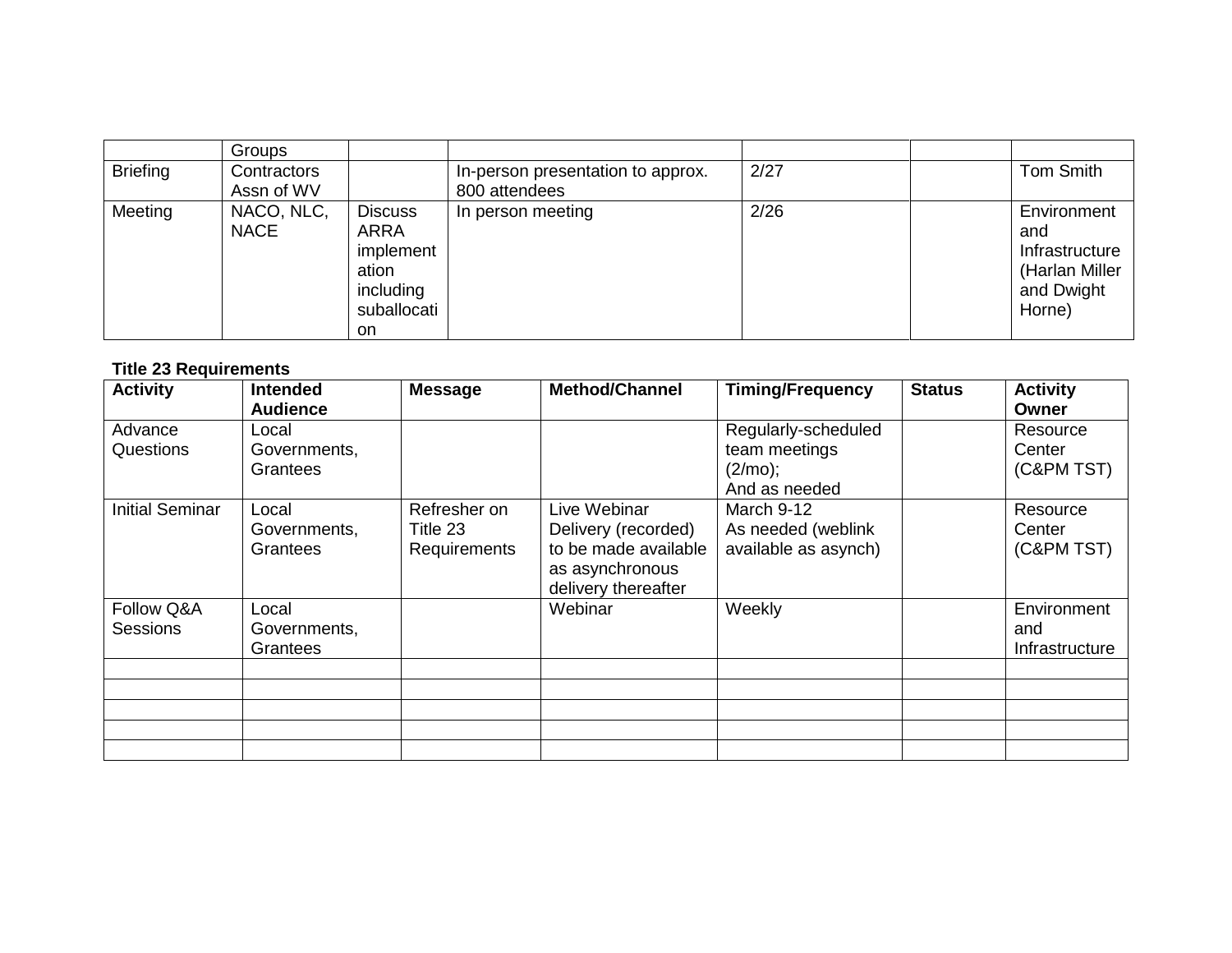| | Groups | | | | | |
|---|---|---|---|---|---|---|
| Briefing | Contractors Assn of WV | | In-person presentation to approx. 800 attendees | 2/27 | | Tom Smith |
| Meeting | NACO, NLC, NACE | Discuss ARRA implementation including suballocation | In person meeting | 2/26 | | Environment and Infrastructure (Harlan Miller and Dwight Horne) |

**Title 23 Requirements**

| Activity | Intended Audience | Message | Method/Channel | Timing/Frequency | Status | Activity Owner |
|---|---|---|---|---|---|---|
| Advance Questions | Local Governments, Grantees | | | Regularly-scheduled team meetings (2/mo); And as needed | | Resource Center (C&PM TST) |
| Initial Seminar | Local Governments, Grantees | Refresher on Title 23 Requirements | Live Webinar Delivery (recorded) to be made available as asynchronous delivery thereafter | March 9-12 As needed (weblink available as asynch) | | Resource Center (C&PM TST) |
| Follow Q&A Sessions | Local Governments, Grantees | | Webinar | Weekly | | Environment and Infrastructure |
| | | | | | | |
| | | | | | | |
| | | | | | | |
| | | | | | | |
| | | | | | | |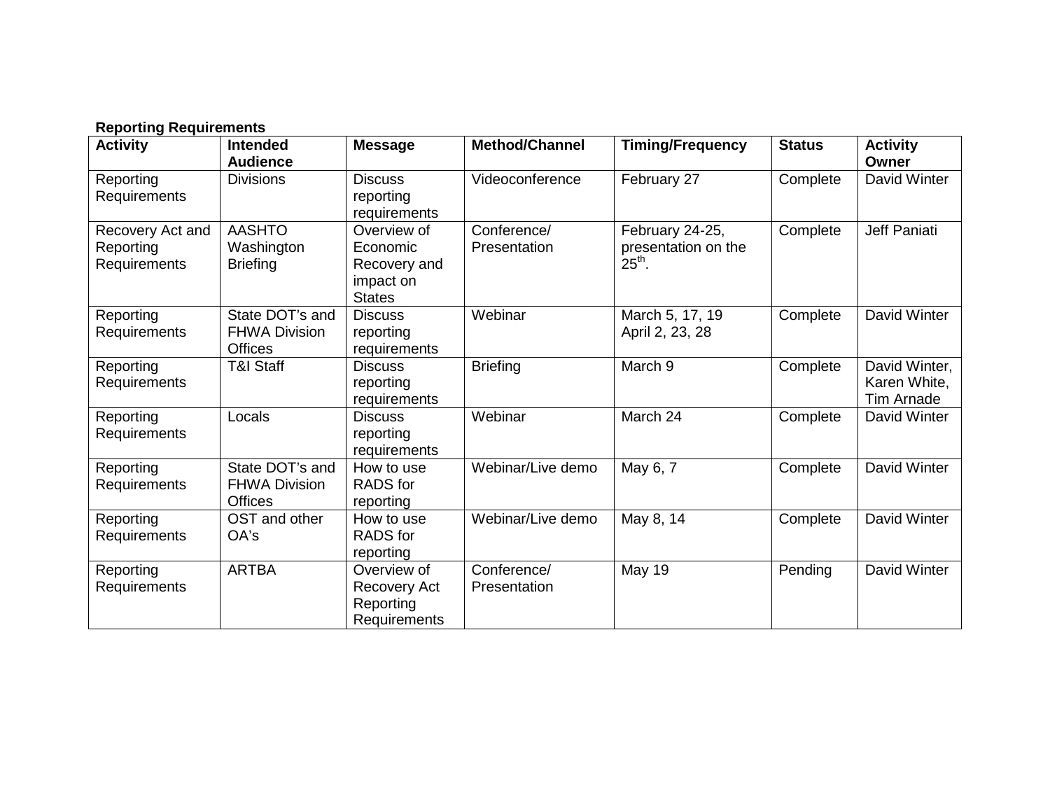**Reporting Requirements**

| Activity | Intended Audience | Message | Method/Channel | Timing/Frequency | Status | Activity Owner |
|---|---|---|---|---|---|---|
| Reporting Requirements | Divisions | Discuss reporting requirements | Videoconference | February 27 | Complete | David Winter |
| Recovery Act and Reporting Requirements | AASHTO Washington Briefing | Overview of Economic Recovery and impact on States | Conference/ Presentation | February 24-25, presentation on the 25th. | Complete | Jeff Paniati |
| Reporting Requirements | State DOT's and FHWA Division Offices | Discuss reporting requirements | Webinar | March 5, 17, 19 April 2, 23, 28 | Complete | David Winter |
| Reporting Requirements | T&I Staff | Discuss reporting requirements | Briefing | March 9 | Complete | David Winter, Karen White, Tim Arnade |
| Reporting Requirements | Locals | Discuss reporting requirements | Webinar | March 24 | Complete | David Winter |
| Reporting Requirements | State DOT's and FHWA Division Offices | How to use RADS for reporting | Webinar/Live demo | May 6, 7 | Complete | David Winter |
| Reporting Requirements | OST and other OA's | How to use RADS for reporting | Webinar/Live demo | May 8, 14 | Complete | David Winter |
| Reporting Requirements | ARTBA | Overview of Recovery Act Reporting Requirements | Conference/ Presentation | May 19 | Pending | David Winter |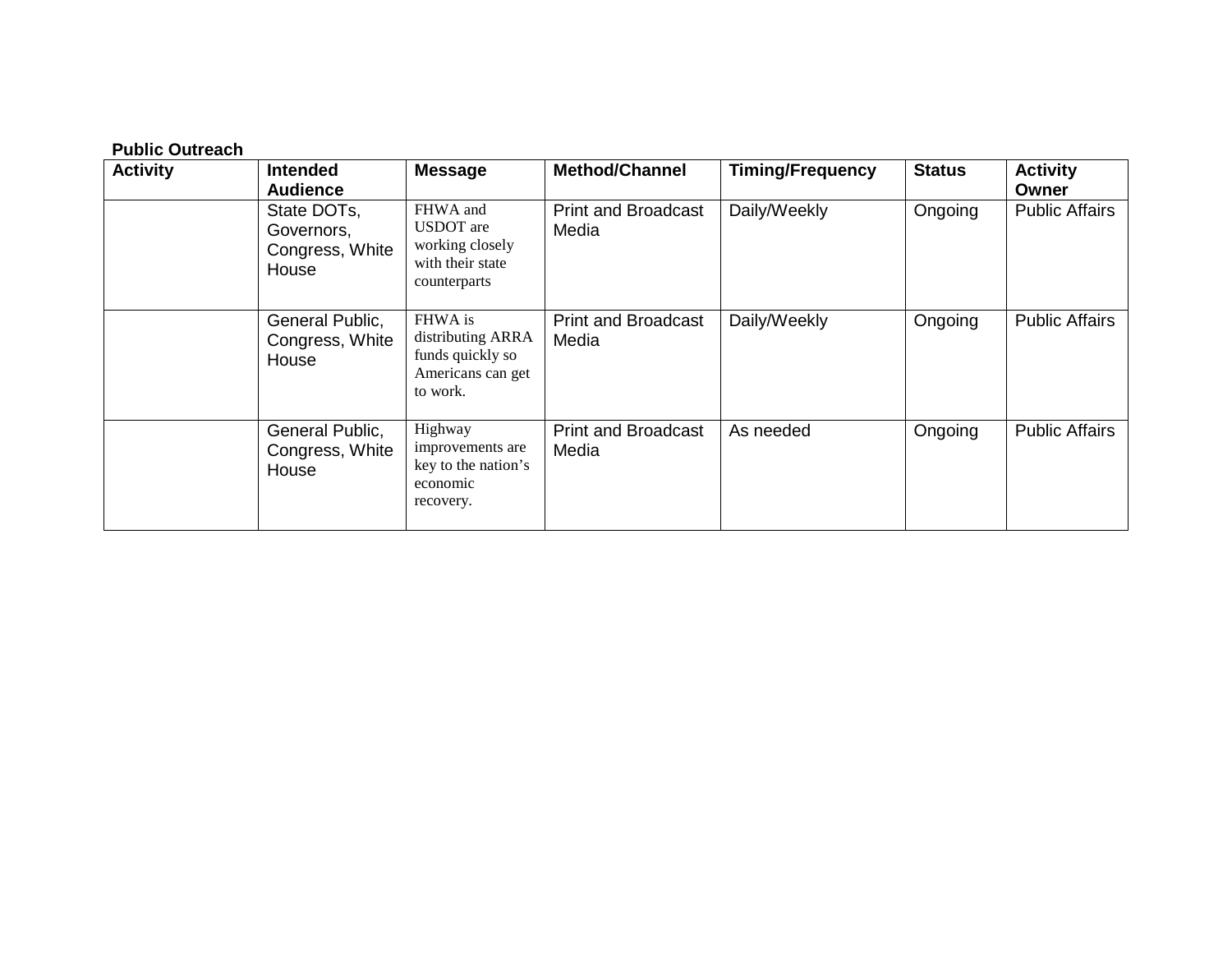**Public Outreach**

| Activity | Intended Audience | Message | Method/Channel | Timing/Frequency | Status | Activity Owner |
|---|---|---|---|---|---|---|
| | State DOTs, Governors, Congress, White House | FHWA and USDOT are working closely with their state counterparts | Print and Broadcast Media | Daily/Weekly | Ongoing | Public Affairs |
| | General Public, Congress, White House | FHWA is distributing ARRA funds quickly so Americans can get to work. | Print and Broadcast Media | Daily/Weekly | Ongoing | Public Affairs |
| | General Public, Congress, White House | Highway improvements are key to the nation's economic recovery. | Print and Broadcast Media | As needed | Ongoing | Public Affairs |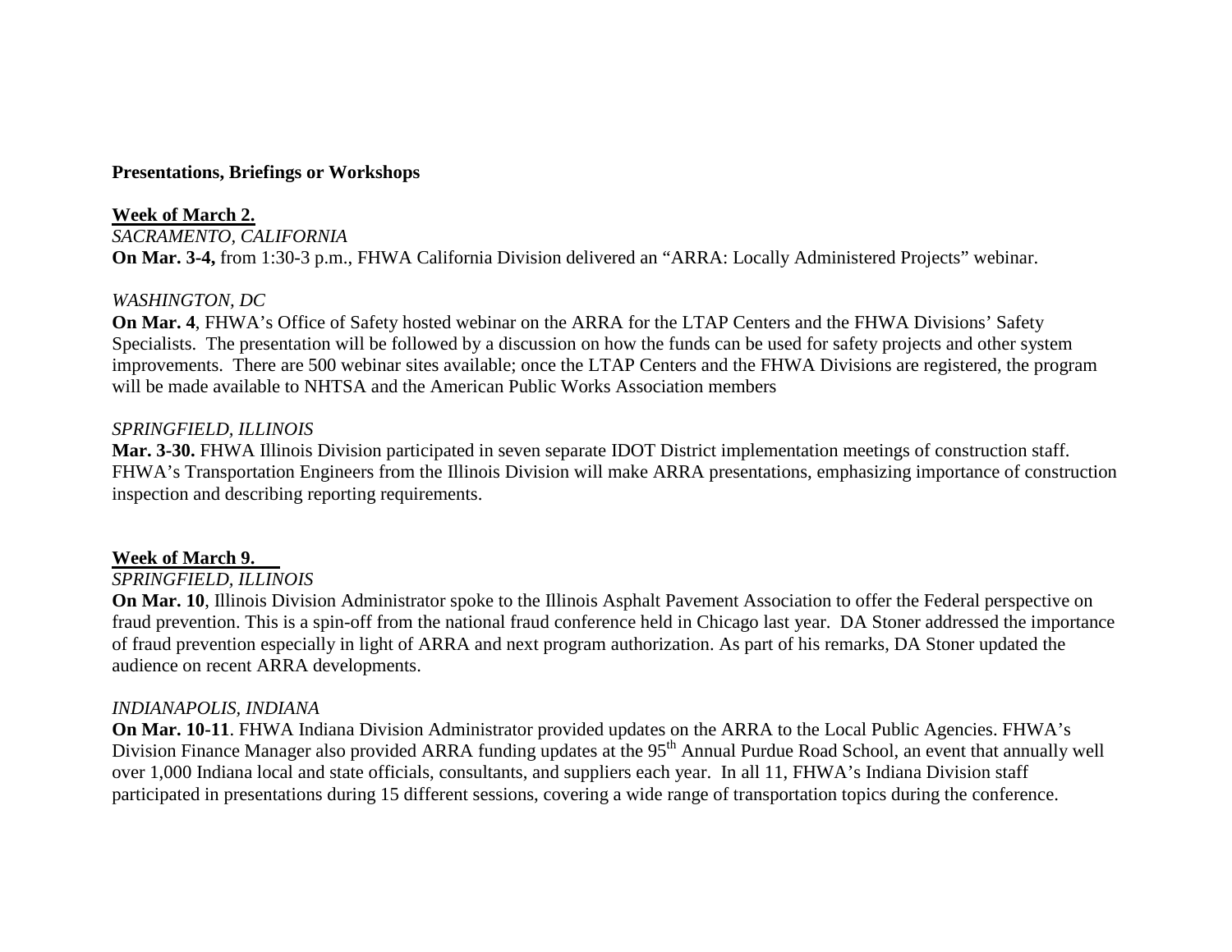**Presentations, Briefings or Workshops**

**Week of March 2.**

*SACRAMENTO, CALIFORNIA*

**On Mar. 3-4,** from 1:30-3 p.m., FHWA California Division delivered an "ARRA: Locally Administered Projects" webinar.

*WASHINGTON, DC*

**On Mar. 4**, FHWA's Office of Safety hosted webinar on the ARRA for the LTAP Centers and the FHWA Divisions' Safety Specialists. The presentation will be followed by a discussion on how the funds can be used for safety projects and other system improvements. There are 500 webinar sites available; once the LTAP Centers and the FHWA Divisions are registered, the program will be made available to NHTSA and the American Public Works Association members

*SPRINGFIELD, ILLINOIS*

**Mar. 3-30.** FHWA Illinois Division participated in seven separate IDOT District implementation meetings of construction staff. FHWA's Transportation Engineers from the Illinois Division will make ARRA presentations, emphasizing importance of construction inspection and describing reporting requirements.

**Week of March 9.**

*SPRINGFIELD, ILLINOIS*

**On Mar. 10**, Illinois Division Administrator spoke to the Illinois Asphalt Pavement Association to offer the Federal perspective on fraud prevention. This is a spin-off from the national fraud conference held in Chicago last year. DA Stoner addressed the importance of fraud prevention especially in light of ARRA and next program authorization. As part of his remarks, DA Stoner updated the audience on recent ARRA developments.

*INDIANAPOLIS, INDIANA*

**On Mar. 10-11**. FHWA Indiana Division Administrator provided updates on the ARRA to the Local Public Agencies. FHWA's Division Finance Manager also provided ARRA funding updates at the 95th Annual Purdue Road School, an event that annually well over 1,000 Indiana local and state officials, consultants, and suppliers each year. In all 11, FHWA's Indiana Division staff participated in presentations during 15 different sessions, covering a wide range of transportation topics during the conference.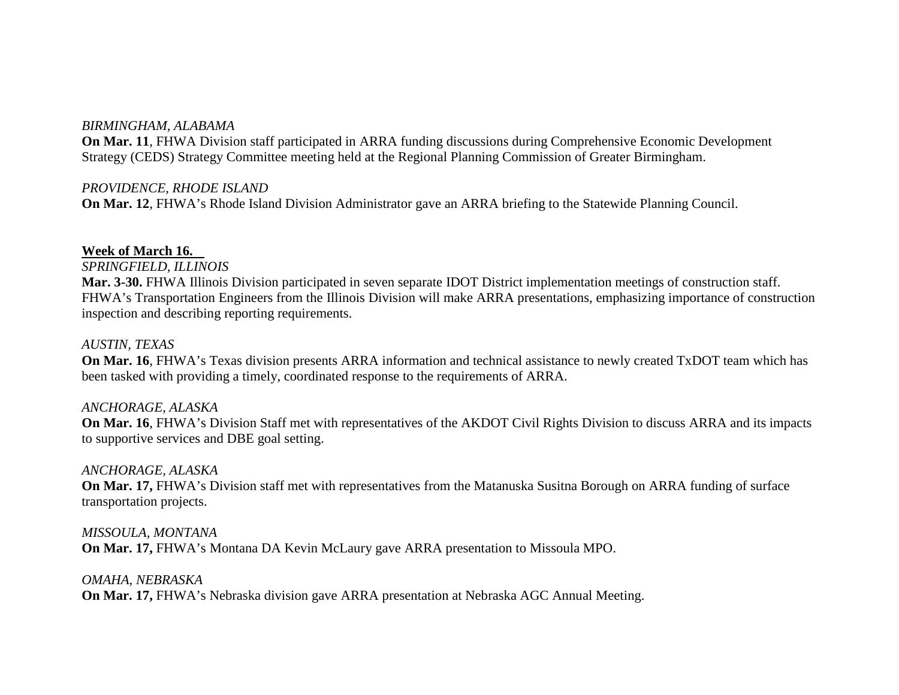*BIRMINGHAM, ALABAMA*
**On Mar. 11**, FHWA Division staff participated in ARRA funding discussions during Comprehensive Economic Development Strategy (CEDS) Strategy Committee meeting held at the Regional Planning Commission of Greater Birmingham.

*PROVIDENCE, RHODE ISLAND*
**On Mar. 12**, FHWA's Rhode Island Division Administrator gave an ARRA briefing to the Statewide Planning Council.

**Week of March 16.**

*SPRINGFIELD, ILLINOIS*
**Mar. 3-30.** FHWA Illinois Division participated in seven separate IDOT District implementation meetings of construction staff. FHWA's Transportation Engineers from the Illinois Division will make ARRA presentations, emphasizing importance of construction inspection and describing reporting requirements.

*AUSTIN, TEXAS*
**On Mar. 16**, FHWA's Texas division presents ARRA information and technical assistance to newly created TxDOT team which has been tasked with providing a timely, coordinated response to the requirements of ARRA.

*ANCHORAGE, ALASKA*
**On Mar. 16**, FHWA's Division Staff met with representatives of the AKDOT Civil Rights Division to discuss ARRA and its impacts to supportive services and DBE goal setting.

*ANCHORAGE, ALASKA*
**On Mar. 17,** FHWA's Division staff met with representatives from the Matanuska Susitna Borough on ARRA funding of surface transportation projects.

*MISSOULA, MONTANA*
**On Mar. 17,** FHWA's Montana DA Kevin McLaury gave ARRA presentation to Missoula MPO.

*OMAHA, NEBRASKA*
**On Mar. 17,** FHWA's Nebraska division gave ARRA presentation at Nebraska AGC Annual Meeting.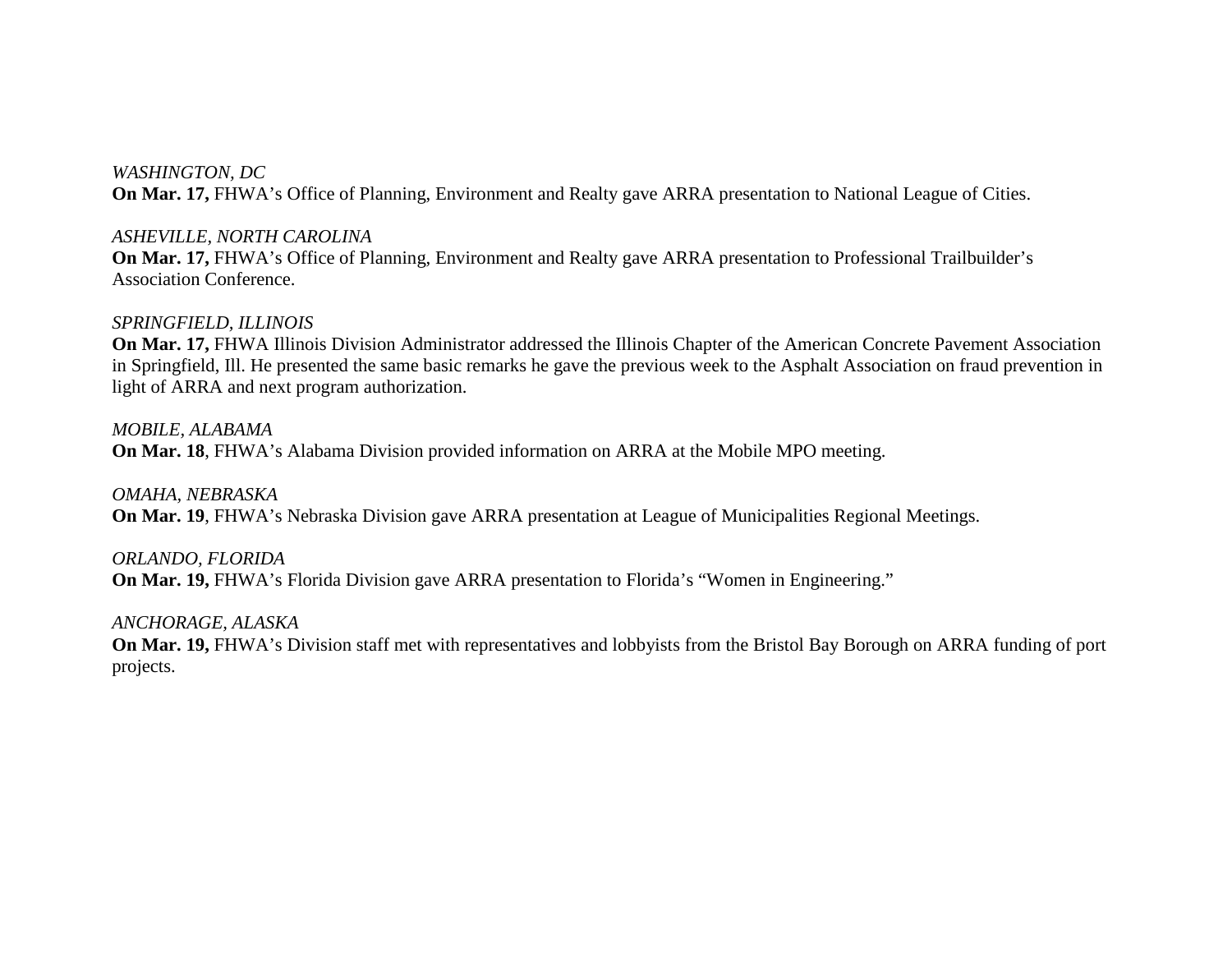*WASHINGTON, DC*
**On Mar. 17,** FHWA's Office of Planning, Environment and Realty gave ARRA presentation to National League of Cities.

*ASHEVILLE, NORTH CAROLINA*
**On Mar. 17,** FHWA's Office of Planning, Environment and Realty gave ARRA presentation to Professional Trailbuilder's Association Conference.

*SPRINGFIELD, ILLINOIS*
**On Mar. 17,** FHWA Illinois Division Administrator addressed the Illinois Chapter of the American Concrete Pavement Association in Springfield, Ill. He presented the same basic remarks he gave the previous week to the Asphalt Association on fraud prevention in light of ARRA and next program authorization.

*MOBILE, ALABAMA*
**On Mar. 18**, FHWA's Alabama Division provided information on ARRA at the Mobile MPO meeting.

*OMAHA, NEBRASKA*
**On Mar. 19**, FHWA's Nebraska Division gave ARRA presentation at League of Municipalities Regional Meetings.

*ORLANDO, FLORIDA*
**On Mar. 19,** FHWA's Florida Division gave ARRA presentation to Florida's "Women in Engineering."

*ANCHORAGE, ALASKA*
**On Mar. 19,** FHWA's Division staff met with representatives and lobbyists from the Bristol Bay Borough on ARRA funding of port projects.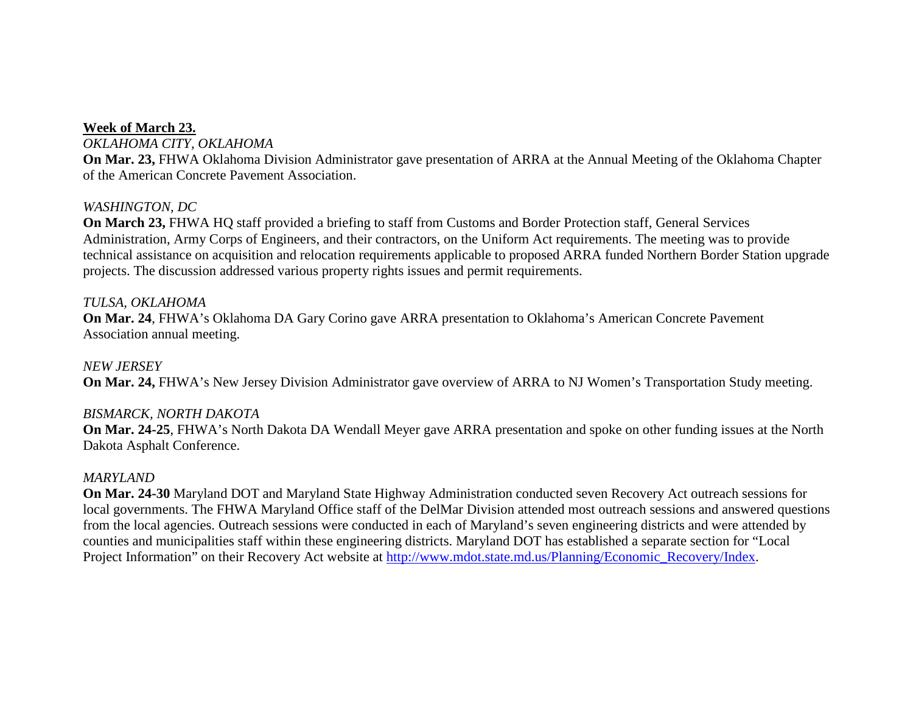**Week of March 23.**

*OKLAHOMA CITY, OKLAHOMA*

**On Mar. 23,** FHWA Oklahoma Division Administrator gave presentation of ARRA at the Annual Meeting of the Oklahoma Chapter of the American Concrete Pavement Association.

*WASHINGTON, DC*

**On March 23,** FHWA HQ staff provided a briefing to staff from Customs and Border Protection staff, General Services Administration, Army Corps of Engineers, and their contractors, on the Uniform Act requirements. The meeting was to provide technical assistance on acquisition and relocation requirements applicable to proposed ARRA funded Northern Border Station upgrade projects. The discussion addressed various property rights issues and permit requirements.

*TULSA, OKLAHOMA*

**On Mar. 24**, FHWA's Oklahoma DA Gary Corino gave ARRA presentation to Oklahoma's American Concrete Pavement Association annual meeting.

*NEW JERSEY*

**On Mar. 24,** FHWA's New Jersey Division Administrator gave overview of ARRA to NJ Women's Transportation Study meeting.

*BISMARCK, NORTH DAKOTA*

**On Mar. 24-25**, FHWA's North Dakota DA Wendall Meyer gave ARRA presentation and spoke on other funding issues at the North Dakota Asphalt Conference.

*MARYLAND*

**On Mar. 24-30** Maryland DOT and Maryland State Highway Administration conducted seven Recovery Act outreach sessions for local governments. The FHWA Maryland Office staff of the DelMar Division attended most outreach sessions and answered questions from the local agencies. Outreach sessions were conducted in each of Maryland's seven engineering districts and were attended by counties and municipalities staff within these engineering districts. Maryland DOT has established a separate section for "Local Project Information" on their Recovery Act website at http://www.mdot.state.md.us/Planning/Economic_Recovery/Index.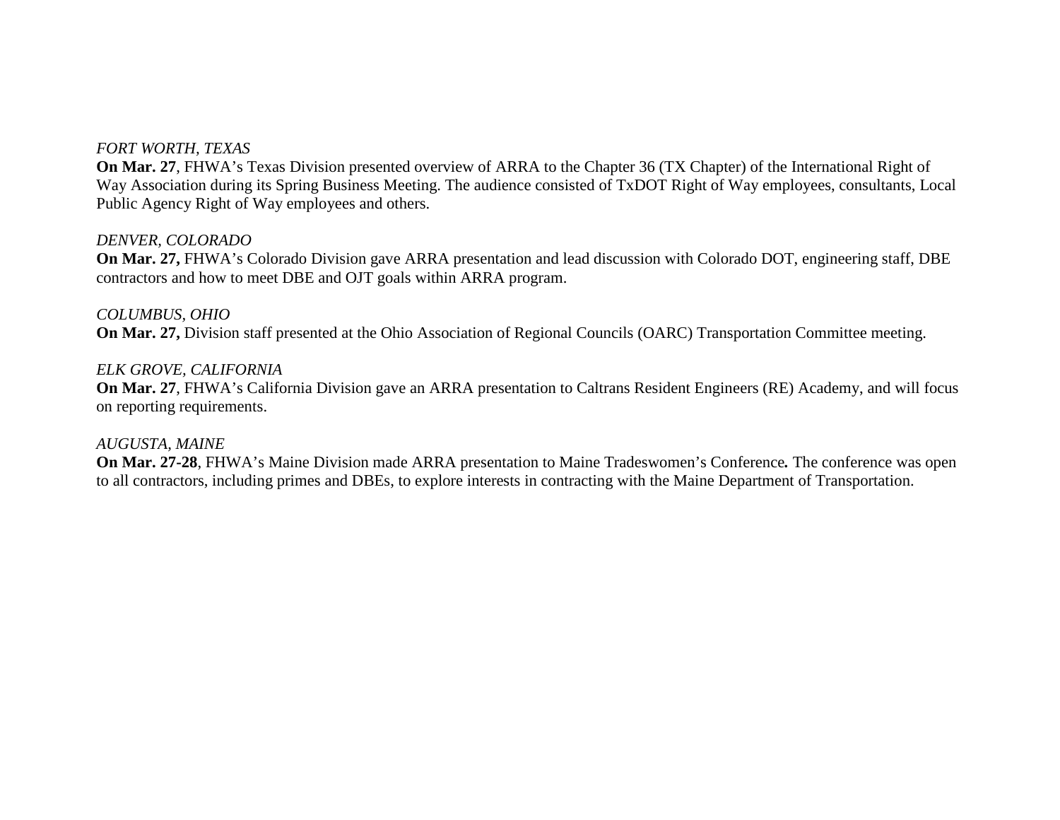*FORT WORTH, TEXAS*
**On Mar. 27**, FHWA's Texas Division presented overview of ARRA to the Chapter 36 (TX Chapter) of the International Right of Way Association during its Spring Business Meeting. The audience consisted of TxDOT Right of Way employees, consultants, Local Public Agency Right of Way employees and others.

*DENVER, COLORADO*
**On Mar. 27,** FHWA's Colorado Division gave ARRA presentation and lead discussion with Colorado DOT, engineering staff, DBE contractors and how to meet DBE and OJT goals within ARRA program.

*COLUMBUS, OHIO*
**On Mar. 27,** Division staff presented at the Ohio Association of Regional Councils (OARC) Transportation Committee meeting.

*ELK GROVE, CALIFORNIA*
**On Mar. 27**, FHWA's California Division gave an ARRA presentation to Caltrans Resident Engineers (RE) Academy, and will focus on reporting requirements.

*AUGUSTA, MAINE*
**On Mar. 27-28**, FHWA's Maine Division made ARRA presentation to Maine Tradeswomen's Conference**.** The conference was open to all contractors, including primes and DBEs, to explore interests in contracting with the Maine Department of Transportation.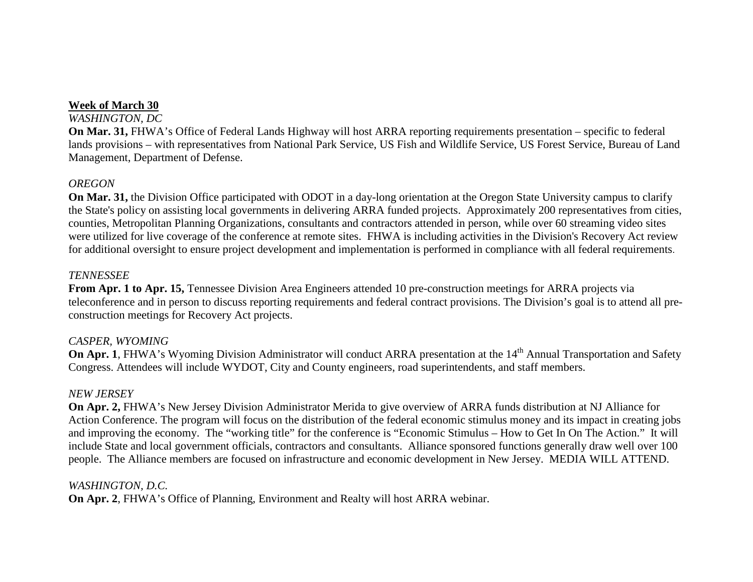**Week of March 30**

*WASHINGTON, DC*

**On Mar. 31,** FHWA's Office of Federal Lands Highway will host ARRA reporting requirements presentation – specific to federal lands provisions – with representatives from National Park Service, US Fish and Wildlife Service, US Forest Service, Bureau of Land Management, Department of Defense.

*OREGON*

**On Mar. 31,** the Division Office participated with ODOT in a day-long orientation at the Oregon State University campus to clarify the State's policy on assisting local governments in delivering ARRA funded projects. Approximately 200 representatives from cities, counties, Metropolitan Planning Organizations, consultants and contractors attended in person, while over 60 streaming video sites were utilized for live coverage of the conference at remote sites. FHWA is including activities in the Division's Recovery Act review for additional oversight to ensure project development and implementation is performed in compliance with all federal requirements.

*TENNESSEE*

**From Apr. 1 to Apr. 15,** Tennessee Division Area Engineers attended 10 pre-construction meetings for ARRA projects via teleconference and in person to discuss reporting requirements and federal contract provisions. The Division's goal is to attend all pre-construction meetings for Recovery Act projects.

*CASPER, WYOMING*

**On Apr. 1**, FHWA's Wyoming Division Administrator will conduct ARRA presentation at the 14th Annual Transportation and Safety Congress. Attendees will include WYDOT, City and County engineers, road superintendents, and staff members.

*NEW JERSEY*

**On Apr. 2,** FHWA's New Jersey Division Administrator Merida to give overview of ARRA funds distribution at NJ Alliance for Action Conference. The program will focus on the distribution of the federal economic stimulus money and its impact in creating jobs and improving the economy. The "working title" for the conference is "Economic Stimulus – How to Get In On The Action." It will include State and local government officials, contractors and consultants. Alliance sponsored functions generally draw well over 100 people. The Alliance members are focused on infrastructure and economic development in New Jersey. MEDIA WILL ATTEND.

*WASHINGTON, D.C.*

**On Apr. 2**, FHWA's Office of Planning, Environment and Realty will host ARRA webinar.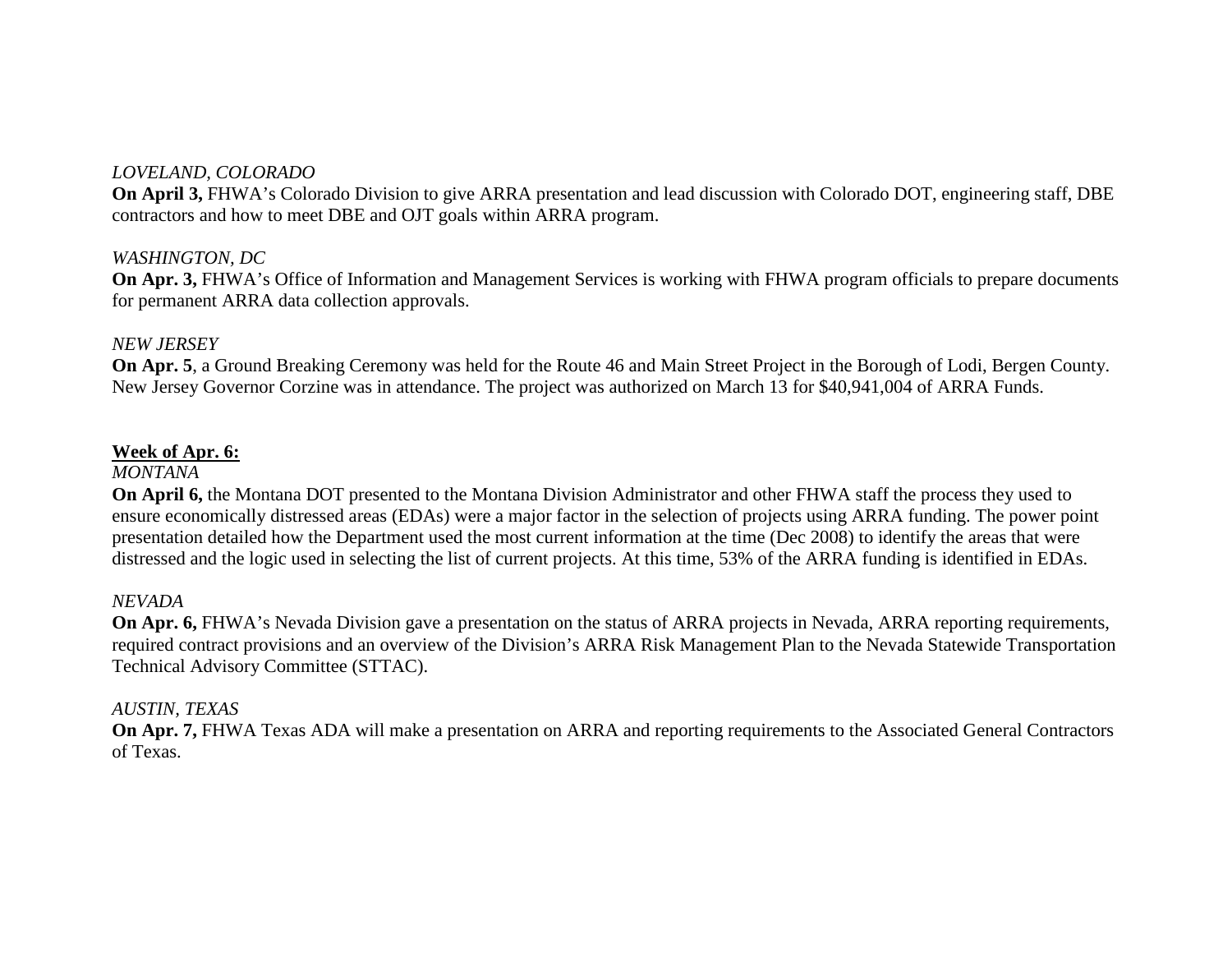*LOVELAND, COLORADO*
**On April 3,** FHWA's Colorado Division to give ARRA presentation and lead discussion with Colorado DOT, engineering staff, DBE contractors and how to meet DBE and OJT goals within ARRA program.

*WASHINGTON, DC*
**On Apr. 3,** FHWA's Office of Information and Management Services is working with FHWA program officials to prepare documents for permanent ARRA data collection approvals.

*NEW JERSEY*
**On Apr. 5**, a Ground Breaking Ceremony was held for the Route 46 and Main Street Project in the Borough of Lodi, Bergen County. New Jersey Governor Corzine was in attendance. The project was authorized on March 13 for $40,941,004 of ARRA Funds.

**Week of Apr. 6:**

*MONTANA*
**On April 6,** the Montana DOT presented to the Montana Division Administrator and other FHWA staff the process they used to ensure economically distressed areas (EDAs) were a major factor in the selection of projects using ARRA funding. The power point presentation detailed how the Department used the most current information at the time (Dec 2008) to identify the areas that were distressed and the logic used in selecting the list of current projects. At this time, 53% of the ARRA funding is identified in EDAs.

*NEVADA*
**On Apr. 6,** FHWA's Nevada Division gave a presentation on the status of ARRA projects in Nevada, ARRA reporting requirements, required contract provisions and an overview of the Division's ARRA Risk Management Plan to the Nevada Statewide Transportation Technical Advisory Committee (STTAC).

*AUSTIN, TEXAS*
**On Apr. 7,** FHWA Texas ADA will make a presentation on ARRA and reporting requirements to the Associated General Contractors of Texas.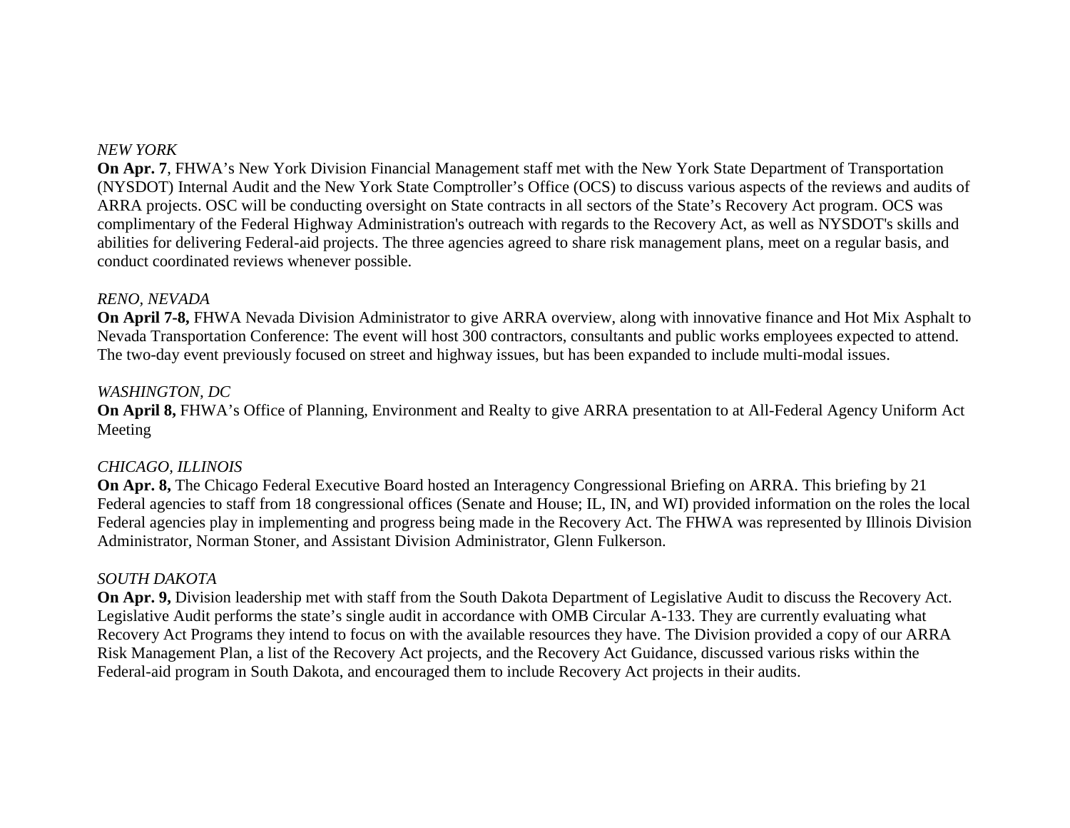*NEW YORK*

**On Apr. 7**, FHWA's New York Division Financial Management staff met with the New York State Department of Transportation (NYSDOT) Internal Audit and the New York State Comptroller's Office (OCS) to discuss various aspects of the reviews and audits of ARRA projects. OSC will be conducting oversight on State contracts in all sectors of the State's Recovery Act program. OCS was complimentary of the Federal Highway Administration's outreach with regards to the Recovery Act, as well as NYSDOT's skills and abilities for delivering Federal-aid projects. The three agencies agreed to share risk management plans, meet on a regular basis, and conduct coordinated reviews whenever possible.

*RENO, NEVADA*

**On April 7-8,** FHWA Nevada Division Administrator to give ARRA overview, along with innovative finance and Hot Mix Asphalt to Nevada Transportation Conference: The event will host 300 contractors, consultants and public works employees expected to attend. The two-day event previously focused on street and highway issues, but has been expanded to include multi-modal issues.

*WASHINGTON, DC*

**On April 8,** FHWA's Office of Planning, Environment and Realty to give ARRA presentation to at All-Federal Agency Uniform Act Meeting

*CHICAGO, ILLINOIS*

**On Apr. 8,** The Chicago Federal Executive Board hosted an Interagency Congressional Briefing on ARRA. This briefing by 21 Federal agencies to staff from 18 congressional offices (Senate and House; IL, IN, and WI) provided information on the roles the local Federal agencies play in implementing and progress being made in the Recovery Act. The FHWA was represented by Illinois Division Administrator, Norman Stoner, and Assistant Division Administrator, Glenn Fulkerson.

*SOUTH DAKOTA*

**On Apr. 9,** Division leadership met with staff from the South Dakota Department of Legislative Audit to discuss the Recovery Act. Legislative Audit performs the state's single audit in accordance with OMB Circular A-133. They are currently evaluating what Recovery Act Programs they intend to focus on with the available resources they have. The Division provided a copy of our ARRA Risk Management Plan, a list of the Recovery Act projects, and the Recovery Act Guidance, discussed various risks within the Federal-aid program in South Dakota, and encouraged them to include Recovery Act projects in their audits.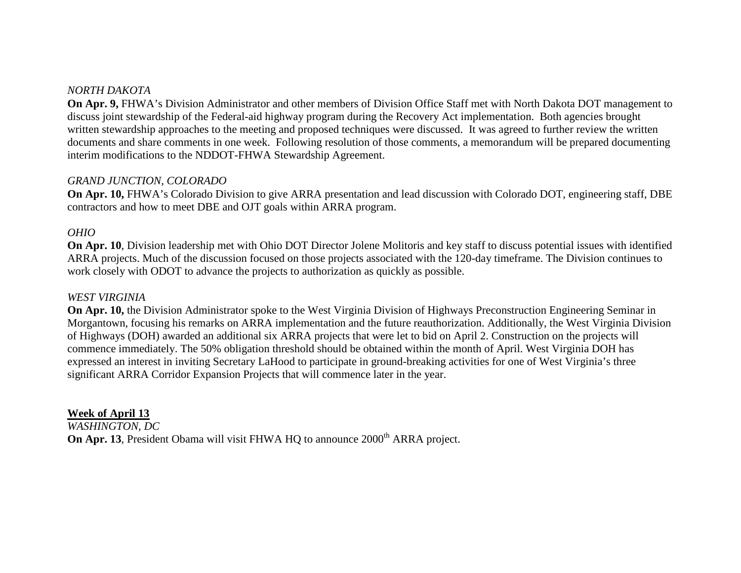*NORTH DAKOTA*
**On Apr. 9,** FHWA's Division Administrator and other members of Division Office Staff met with North Dakota DOT management to discuss joint stewardship of the Federal-aid highway program during the Recovery Act implementation. Both agencies brought written stewardship approaches to the meeting and proposed techniques were discussed. It was agreed to further review the written documents and share comments in one week. Following resolution of those comments, a memorandum will be prepared documenting interim modifications to the NDDOT-FHWA Stewardship Agreement.

*GRAND JUNCTION, COLORADO*
**On Apr. 10,** FHWA's Colorado Division to give ARRA presentation and lead discussion with Colorado DOT, engineering staff, DBE contractors and how to meet DBE and OJT goals within ARRA program.

*OHIO*
**On Apr. 10**, Division leadership met with Ohio DOT Director Jolene Molitoris and key staff to discuss potential issues with identified ARRA projects. Much of the discussion focused on those projects associated with the 120-day timeframe. The Division continues to work closely with ODOT to advance the projects to authorization as quickly as possible.

*WEST VIRGINIA*
**On Apr. 10,** the Division Administrator spoke to the West Virginia Division of Highways Preconstruction Engineering Seminar in Morgantown, focusing his remarks on ARRA implementation and the future reauthorization. Additionally, the West Virginia Division of Highways (DOH) awarded an additional six ARRA projects that were let to bid on April 2. Construction on the projects will commence immediately. The 50% obligation threshold should be obtained within the month of April. West Virginia DOH has expressed an interest in inviting Secretary LaHood to participate in ground-breaking activities for one of West Virginia's three significant ARRA Corridor Expansion Projects that will commence later in the year.

**<u>Week of April 13</u>**
*WASHINGTON, DC*
**On Apr. 13**, President Obama will visit FHWA HQ to announce 2000th ARRA project.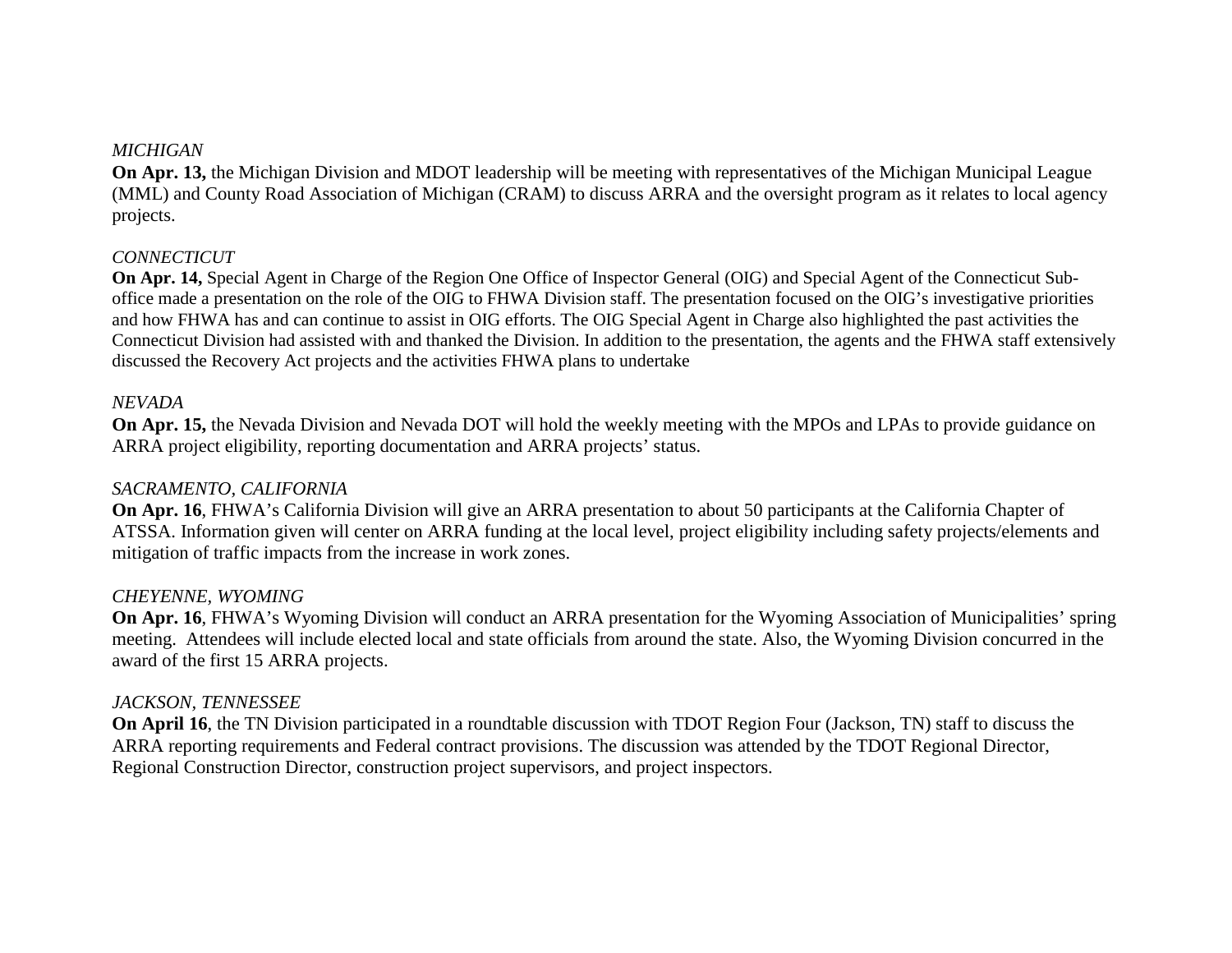*MICHIGAN*
**On Apr. 13,** the Michigan Division and MDOT leadership will be meeting with representatives of the Michigan Municipal League (MML) and County Road Association of Michigan (CRAM) to discuss ARRA and the oversight program as it relates to local agency projects.

*CONNECTICUT*
**On Apr. 14,** Special Agent in Charge of the Region One Office of Inspector General (OIG) and Special Agent of the Connecticut Sub-office made a presentation on the role of the OIG to FHWA Division staff. The presentation focused on the OIG's investigative priorities and how FHWA has and can continue to assist in OIG efforts. The OIG Special Agent in Charge also highlighted the past activities the Connecticut Division had assisted with and thanked the Division. In addition to the presentation, the agents and the FHWA staff extensively discussed the Recovery Act projects and the activities FHWA plans to undertake

*NEVADA*
**On Apr. 15,** the Nevada Division and Nevada DOT will hold the weekly meeting with the MPOs and LPAs to provide guidance on ARRA project eligibility, reporting documentation and ARRA projects' status.

*SACRAMENTO, CALIFORNIA*
**On Apr. 16**, FHWA's California Division will give an ARRA presentation to about 50 participants at the California Chapter of ATSSA. Information given will center on ARRA funding at the local level, project eligibility including safety projects/elements and mitigation of traffic impacts from the increase in work zones.

*CHEYENNE, WYOMING*
**On Apr. 16**, FHWA's Wyoming Division will conduct an ARRA presentation for the Wyoming Association of Municipalities' spring meeting. Attendees will include elected local and state officials from around the state. Also, the Wyoming Division concurred in the award of the first 15 ARRA projects.

*JACKSON, TENNESSEE*
**On April 16**, the TN Division participated in a roundtable discussion with TDOT Region Four (Jackson, TN) staff to discuss the ARRA reporting requirements and Federal contract provisions. The discussion was attended by the TDOT Regional Director, Regional Construction Director, construction project supervisors, and project inspectors.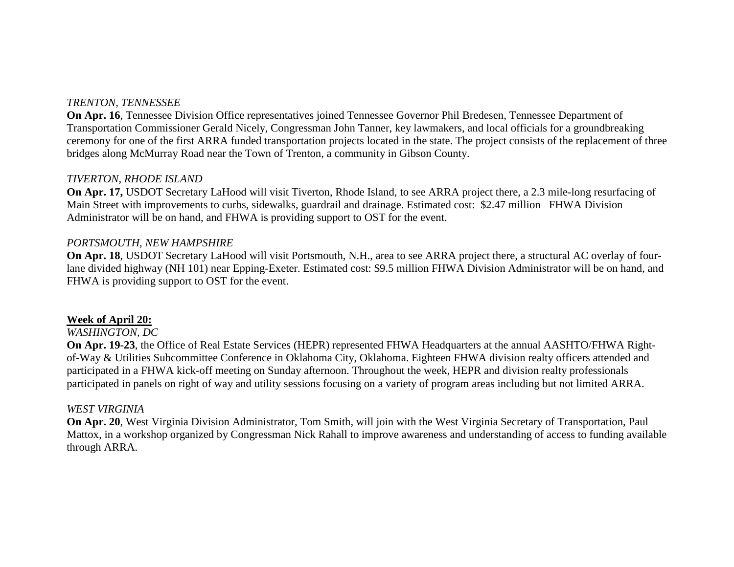*TRENTON, TENNESSEE*
**On Apr. 16**, Tennessee Division Office representatives joined Tennessee Governor Phil Bredesen, Tennessee Department of Transportation Commissioner Gerald Nicely, Congressman John Tanner, key lawmakers, and local officials for a groundbreaking ceremony for one of the first ARRA funded transportation projects located in the state. The project consists of the replacement of three bridges along McMurray Road near the Town of Trenton, a community in Gibson County.

*TIVERTON, RHODE ISLAND*
**On Apr. 17,** USDOT Secretary LaHood will visit Tiverton, Rhode Island, to see ARRA project there, a 2.3 mile-long resurfacing of Main Street with improvements to curbs, sidewalks, guardrail and drainage. Estimated cost: $2.47 million FHWA Division Administrator will be on hand, and FHWA is providing support to OST for the event.

*PORTSMOUTH, NEW HAMPSHIRE*
**On Apr. 18**, USDOT Secretary LaHood will visit Portsmouth, N.H., area to see ARRA project there, a structural AC overlay of four-lane divided highway (NH 101) near Epping-Exeter. Estimated cost: $9.5 million FHWA Division Administrator will be on hand, and FHWA is providing support to OST for the event.

**Week of April 20:**
*WASHINGTON, DC*
**On Apr. 19-23**, the Office of Real Estate Services (HEPR) represented FHWA Headquarters at the annual AASHTO/FHWA Right-of-Way & Utilities Subcommittee Conference in Oklahoma City, Oklahoma. Eighteen FHWA division realty officers attended and participated in a FHWA kick-off meeting on Sunday afternoon. Throughout the week, HEPR and division realty professionals participated in panels on right of way and utility sessions focusing on a variety of program areas including but not limited ARRA.

*WEST VIRGINIA*
**On Apr. 20**, West Virginia Division Administrator, Tom Smith, will join with the West Virginia Secretary of Transportation, Paul Mattox, in a workshop organized by Congressman Nick Rahall to improve awareness and understanding of access to funding available through ARRA.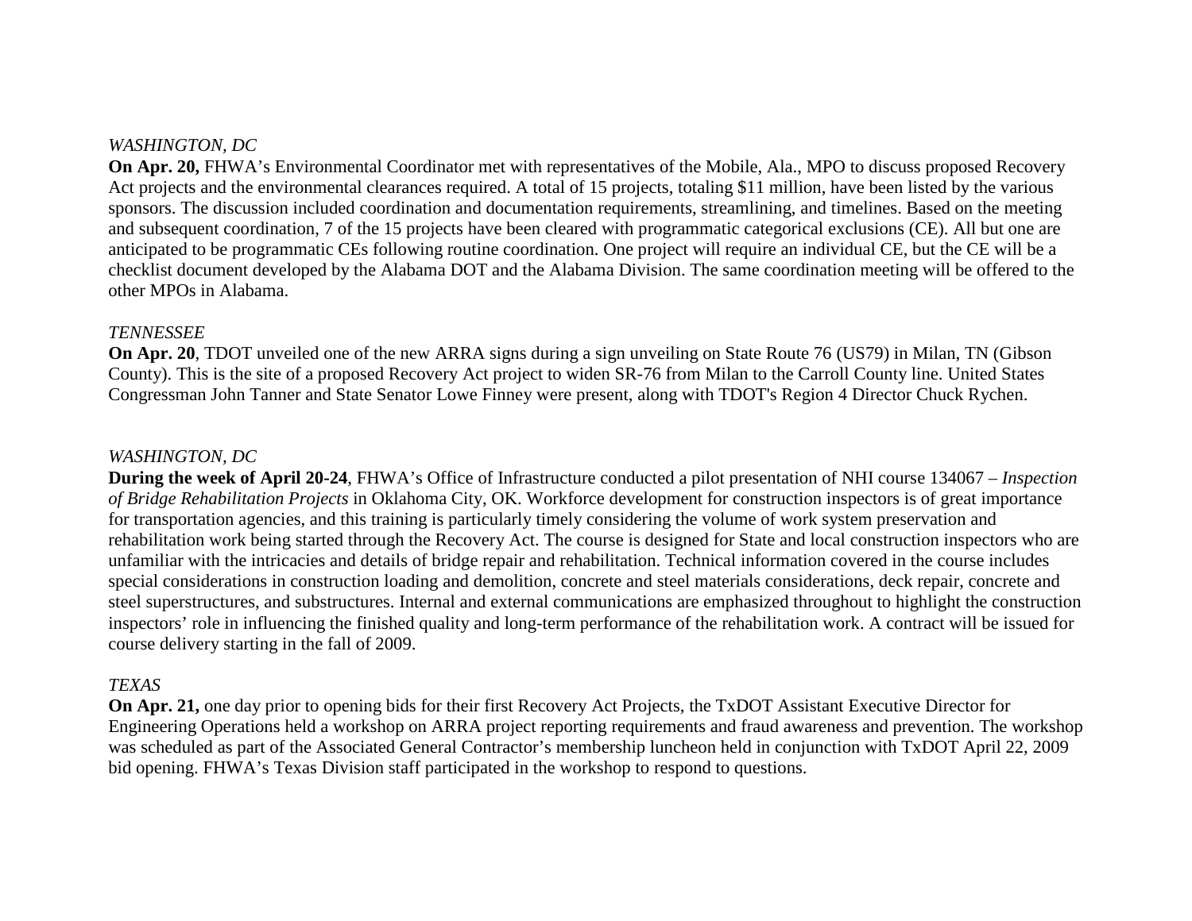*WASHINGTON, DC*

**On Apr. 20,** FHWA's Environmental Coordinator met with representatives of the Mobile, Ala., MPO to discuss proposed Recovery Act projects and the environmental clearances required. A total of 15 projects, totaling $11 million, have been listed by the various sponsors. The discussion included coordination and documentation requirements, streamlining, and timelines. Based on the meeting and subsequent coordination, 7 of the 15 projects have been cleared with programmatic categorical exclusions (CE). All but one are anticipated to be programmatic CEs following routine coordination. One project will require an individual CE, but the CE will be a checklist document developed by the Alabama DOT and the Alabama Division. The same coordination meeting will be offered to the other MPOs in Alabama.

*TENNESSEE*

**On Apr. 20**, TDOT unveiled one of the new ARRA signs during a sign unveiling on State Route 76 (US79) in Milan, TN (Gibson County). This is the site of a proposed Recovery Act project to widen SR-76 from Milan to the Carroll County line. United States Congressman John Tanner and State Senator Lowe Finney were present, along with TDOT's Region 4 Director Chuck Rychen.

*WASHINGTON, DC*

**During the week of April 20-24**, FHWA's Office of Infrastructure conducted a pilot presentation of NHI course 134067 – *Inspection of Bridge Rehabilitation Projects* in Oklahoma City, OK. Workforce development for construction inspectors is of great importance for transportation agencies, and this training is particularly timely considering the volume of work system preservation and rehabilitation work being started through the Recovery Act. The course is designed for State and local construction inspectors who are unfamiliar with the intricacies and details of bridge repair and rehabilitation. Technical information covered in the course includes special considerations in construction loading and demolition, concrete and steel materials considerations, deck repair, concrete and steel superstructures, and substructures. Internal and external communications are emphasized throughout to highlight the construction inspectors' role in influencing the finished quality and long-term performance of the rehabilitation work. A contract will be issued for course delivery starting in the fall of 2009.

*TEXAS*

**On Apr. 21,** one day prior to opening bids for their first Recovery Act Projects, the TxDOT Assistant Executive Director for Engineering Operations held a workshop on ARRA project reporting requirements and fraud awareness and prevention. The workshop was scheduled as part of the Associated General Contractor's membership luncheon held in conjunction with TxDOT April 22, 2009 bid opening. FHWA's Texas Division staff participated in the workshop to respond to questions.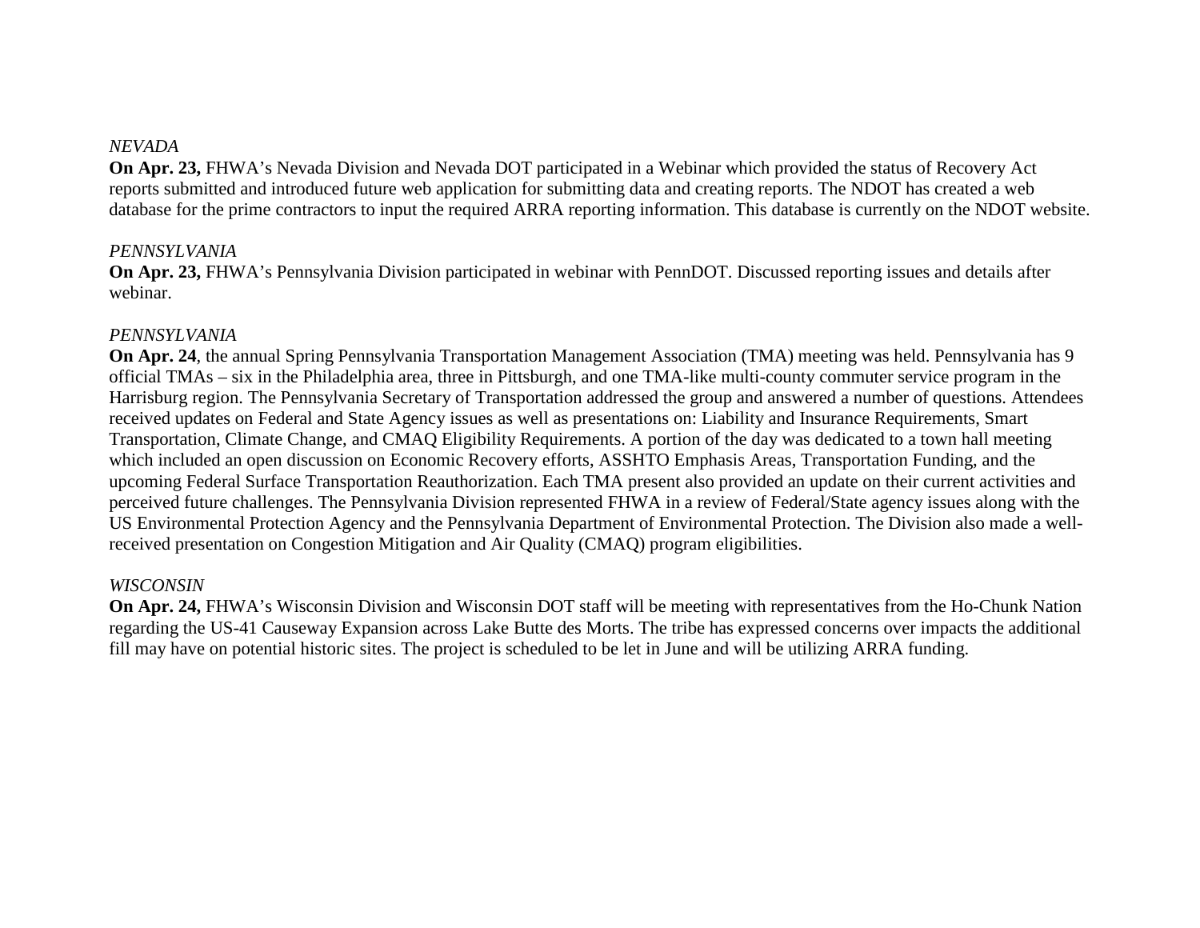*NEVADA*

**On Apr. 23,** FHWA's Nevada Division and Nevada DOT participated in a Webinar which provided the status of Recovery Act reports submitted and introduced future web application for submitting data and creating reports. The NDOT has created a web database for the prime contractors to input the required ARRA reporting information. This database is currently on the NDOT website.

*PENNSYLVANIA*

**On Apr. 23,** FHWA's Pennsylvania Division participated in webinar with PennDOT. Discussed reporting issues and details after webinar.

*PENNSYLVANIA*

**On Apr. 24**, the annual Spring Pennsylvania Transportation Management Association (TMA) meeting was held. Pennsylvania has 9 official TMAs – six in the Philadelphia area, three in Pittsburgh, and one TMA-like multi-county commuter service program in the Harrisburg region. The Pennsylvania Secretary of Transportation addressed the group and answered a number of questions. Attendees received updates on Federal and State Agency issues as well as presentations on: Liability and Insurance Requirements, Smart Transportation, Climate Change, and CMAQ Eligibility Requirements. A portion of the day was dedicated to a town hall meeting which included an open discussion on Economic Recovery efforts, ASSHTO Emphasis Areas, Transportation Funding, and the upcoming Federal Surface Transportation Reauthorization. Each TMA present also provided an update on their current activities and perceived future challenges. The Pennsylvania Division represented FHWA in a review of Federal/State agency issues along with the US Environmental Protection Agency and the Pennsylvania Department of Environmental Protection. The Division also made a well-received presentation on Congestion Mitigation and Air Quality (CMAQ) program eligibilities.

*WISCONSIN*

**On Apr. 24,** FHWA's Wisconsin Division and Wisconsin DOT staff will be meeting with representatives from the Ho-Chunk Nation regarding the US-41 Causeway Expansion across Lake Butte des Morts. The tribe has expressed concerns over impacts the additional fill may have on potential historic sites. The project is scheduled to be let in June and will be utilizing ARRA funding.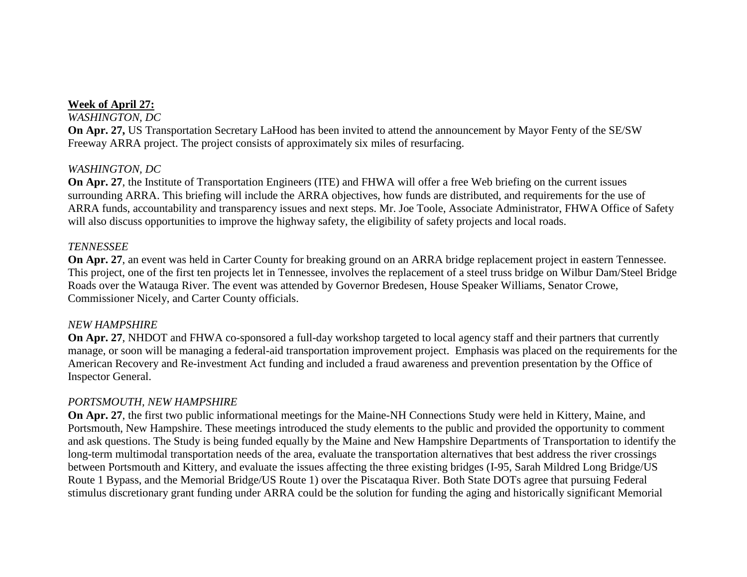**<u>Week of April 27:</u>**

*WASHINGTON, DC*

**On Apr. 27,** US Transportation Secretary LaHood has been invited to attend the announcement by Mayor Fenty of the SE/SW Freeway ARRA project. The project consists of approximately six miles of resurfacing.

*WASHINGTON, DC*

**On Apr. 27**, the Institute of Transportation Engineers (ITE) and FHWA will offer a free Web briefing on the current issues surrounding ARRA. This briefing will include the ARRA objectives, how funds are distributed, and requirements for the use of ARRA funds, accountability and transparency issues and next steps. Mr. Joe Toole, Associate Administrator, FHWA Office of Safety will also discuss opportunities to improve the highway safety, the eligibility of safety projects and local roads.

*TENNESSEE*

**On Apr. 27**, an event was held in Carter County for breaking ground on an ARRA bridge replacement project in eastern Tennessee. This project, one of the first ten projects let in Tennessee, involves the replacement of a steel truss bridge on Wilbur Dam/Steel Bridge Roads over the Watauga River. The event was attended by Governor Bredesen, House Speaker Williams, Senator Crowe, Commissioner Nicely, and Carter County officials.

*NEW HAMPSHIRE*

**On Apr. 27**, NHDOT and FHWA co-sponsored a full-day workshop targeted to local agency staff and their partners that currently manage, or soon will be managing a federal-aid transportation improvement project. Emphasis was placed on the requirements for the American Recovery and Re-investment Act funding and included a fraud awareness and prevention presentation by the Office of Inspector General.

*PORTSMOUTH, NEW HAMPSHIRE*

**On Apr. 27**, the first two public informational meetings for the Maine-NH Connections Study were held in Kittery, Maine, and Portsmouth, New Hampshire. These meetings introduced the study elements to the public and provided the opportunity to comment and ask questions. The Study is being funded equally by the Maine and New Hampshire Departments of Transportation to identify the long-term multimodal transportation needs of the area, evaluate the transportation alternatives that best address the river crossings between Portsmouth and Kittery, and evaluate the issues affecting the three existing bridges (I-95, Sarah Mildred Long Bridge/US Route 1 Bypass, and the Memorial Bridge/US Route 1) over the Piscataqua River. Both State DOTs agree that pursuing Federal stimulus discretionary grant funding under ARRA could be the solution for funding the aging and historically significant Memorial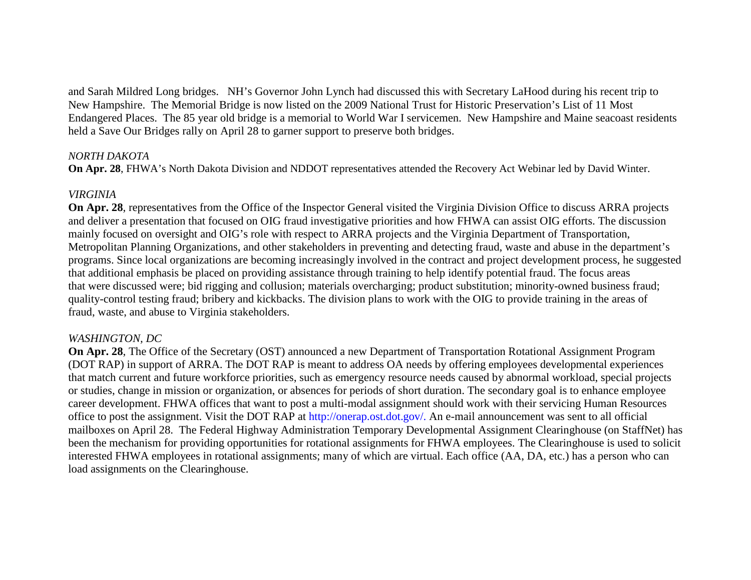and Sarah Mildred Long bridges. NH's Governor John Lynch had discussed this with Secretary LaHood during his recent trip to New Hampshire. The Memorial Bridge is now listed on the 2009 National Trust for Historic Preservation's List of 11 Most Endangered Places. The 85 year old bridge is a memorial to World War I servicemen. New Hampshire and Maine seacoast residents held a Save Our Bridges rally on April 28 to garner support to preserve both bridges.

*NORTH DAKOTA*

**On Apr. 28**, FHWA's North Dakota Division and NDDOT representatives attended the Recovery Act Webinar led by David Winter.

*VIRGINIA*

**On Apr. 28**, representatives from the Office of the Inspector General visited the Virginia Division Office to discuss ARRA projects and deliver a presentation that focused on OIG fraud investigative priorities and how FHWA can assist OIG efforts. The discussion mainly focused on oversight and OIG's role with respect to ARRA projects and the Virginia Department of Transportation, Metropolitan Planning Organizations, and other stakeholders in preventing and detecting fraud, waste and abuse in the department's programs. Since local organizations are becoming increasingly involved in the contract and project development process, he suggested that additional emphasis be placed on providing assistance through training to help identify potential fraud. The focus areas that were discussed were; bid rigging and collusion; materials overcharging; product substitution; minority-owned business fraud; quality-control testing fraud; bribery and kickbacks. The division plans to work with the OIG to provide training in the areas of fraud, waste, and abuse to Virginia stakeholders.

*WASHINGTON, DC*

**On Apr. 28**, The Office of the Secretary (OST) announced a new Department of Transportation Rotational Assignment Program (DOT RAP) in support of ARRA. The DOT RAP is meant to address OA needs by offering employees developmental experiences that match current and future workforce priorities, such as emergency resource needs caused by abnormal workload, special projects or studies, change in mission or organization, or absences for periods of short duration. The secondary goal is to enhance employee career development. FHWA offices that want to post a multi-modal assignment should work with their servicing Human Resources office to post the assignment. Visit the DOT RAP at http://onerap.ost.dot.gov/. An e-mail announcement was sent to all official mailboxes on April 28. The Federal Highway Administration Temporary Developmental Assignment Clearinghouse (on StaffNet) has been the mechanism for providing opportunities for rotational assignments for FHWA employees. The Clearinghouse is used to solicit interested FHWA employees in rotational assignments; many of which are virtual. Each office (AA, DA, etc.) has a person who can load assignments on the Clearinghouse.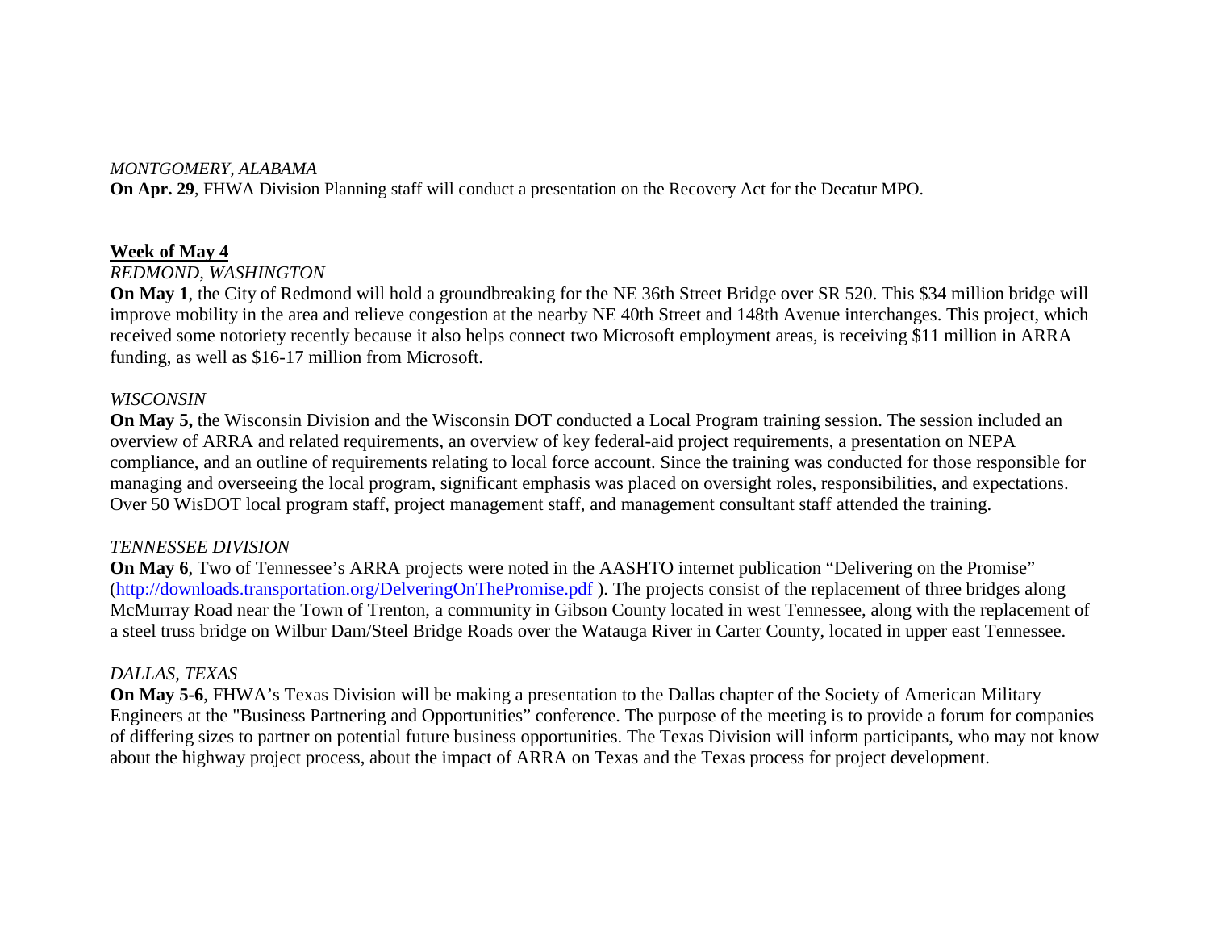*MONTGOMERY, ALABAMA*
**On Apr. 29**, FHWA Division Planning staff will conduct a presentation on the Recovery Act for the Decatur MPO.

## Week of May 4

*REDMOND, WASHINGTON*
**On May 1**, the City of Redmond will hold a groundbreaking for the NE 36th Street Bridge over SR 520. This $34 million bridge will improve mobility in the area and relieve congestion at the nearby NE 40th Street and 148th Avenue interchanges. This project, which received some notoriety recently because it also helps connect two Microsoft employment areas, is receiving $11 million in ARRA funding, as well as $16-17 million from Microsoft.

*WISCONSIN*
**On May 5,** the Wisconsin Division and the Wisconsin DOT conducted a Local Program training session. The session included an overview of ARRA and related requirements, an overview of key federal-aid project requirements, a presentation on NEPA compliance, and an outline of requirements relating to local force account. Since the training was conducted for those responsible for managing and overseeing the local program, significant emphasis was placed on oversight roles, responsibilities, and expectations. Over 50 WisDOT local program staff, project management staff, and management consultant staff attended the training.

*TENNESSEE DIVISION*
**On May 6**, Two of Tennessee's ARRA projects were noted in the AASHTO internet publication "Delivering on the Promise" (http://downloads.transportation.org/DelveringOnThePromise.pdf ). The projects consist of the replacement of three bridges along McMurray Road near the Town of Trenton, a community in Gibson County located in west Tennessee, along with the replacement of a steel truss bridge on Wilbur Dam/Steel Bridge Roads over the Watauga River in Carter County, located in upper east Tennessee.

*DALLAS, TEXAS*
**On May 5-6**, FHWA's Texas Division will be making a presentation to the Dallas chapter of the Society of American Military Engineers at the "Business Partnering and Opportunities" conference. The purpose of the meeting is to provide a forum for companies of differing sizes to partner on potential future business opportunities. The Texas Division will inform participants, who may not know about the highway project process, about the impact of ARRA on Texas and the Texas process for project development.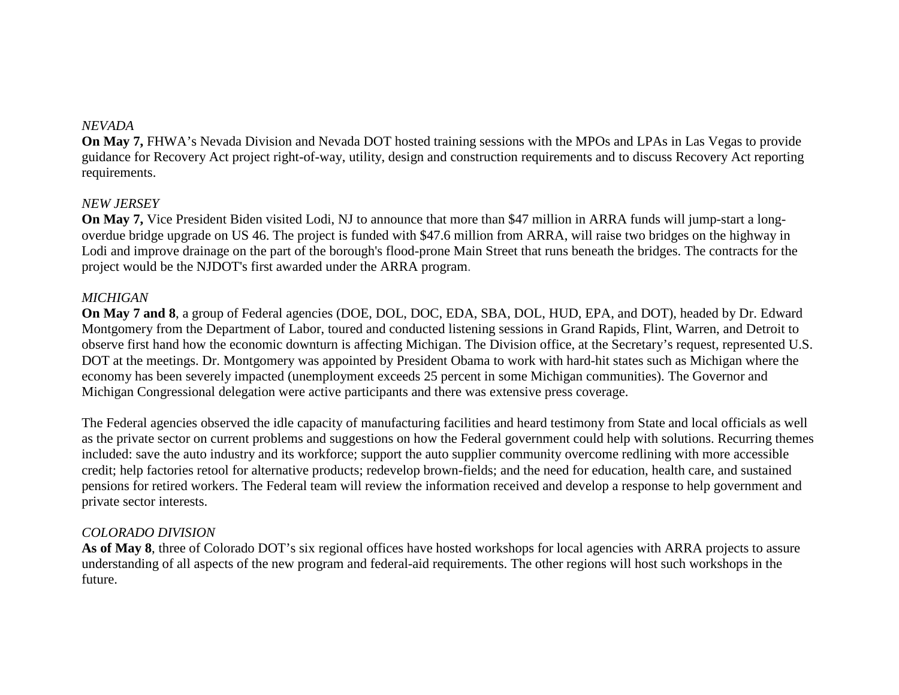*NEVADA*

**On May 7,** FHWA's Nevada Division and Nevada DOT hosted training sessions with the MPOs and LPAs in Las Vegas to provide guidance for Recovery Act project right-of-way, utility, design and construction requirements and to discuss Recovery Act reporting requirements.

*NEW JERSEY*

**On May 7,** Vice President Biden visited Lodi, NJ to announce that more than $47 million in ARRA funds will jump-start a long-overdue bridge upgrade on US 46. The project is funded with $47.6 million from ARRA, will raise two bridges on the highway in Lodi and improve drainage on the part of the borough's flood-prone Main Street that runs beneath the bridges. The contracts for the project would be the NJDOT's first awarded under the ARRA program.

*MICHIGAN*

**On May 7 and 8**, a group of Federal agencies (DOE, DOL, DOC, EDA, SBA, DOL, HUD, EPA, and DOT), headed by Dr. Edward Montgomery from the Department of Labor, toured and conducted listening sessions in Grand Rapids, Flint, Warren, and Detroit to observe first hand how the economic downturn is affecting Michigan. The Division office, at the Secretary's request, represented U.S. DOT at the meetings. Dr. Montgomery was appointed by President Obama to work with hard-hit states such as Michigan where the economy has been severely impacted (unemployment exceeds 25 percent in some Michigan communities). The Governor and Michigan Congressional delegation were active participants and there was extensive press coverage.

The Federal agencies observed the idle capacity of manufacturing facilities and heard testimony from State and local officials as well as the private sector on current problems and suggestions on how the Federal government could help with solutions. Recurring themes included: save the auto industry and its workforce; support the auto supplier community overcome redlining with more accessible credit; help factories retool for alternative products; redevelop brown-fields; and the need for education, health care, and sustained pensions for retired workers. The Federal team will review the information received and develop a response to help government and private sector interests.

*COLORADO DIVISION*

**As of May 8**, three of Colorado DOT's six regional offices have hosted workshops for local agencies with ARRA projects to assure understanding of all aspects of the new program and federal-aid requirements. The other regions will host such workshops in the future.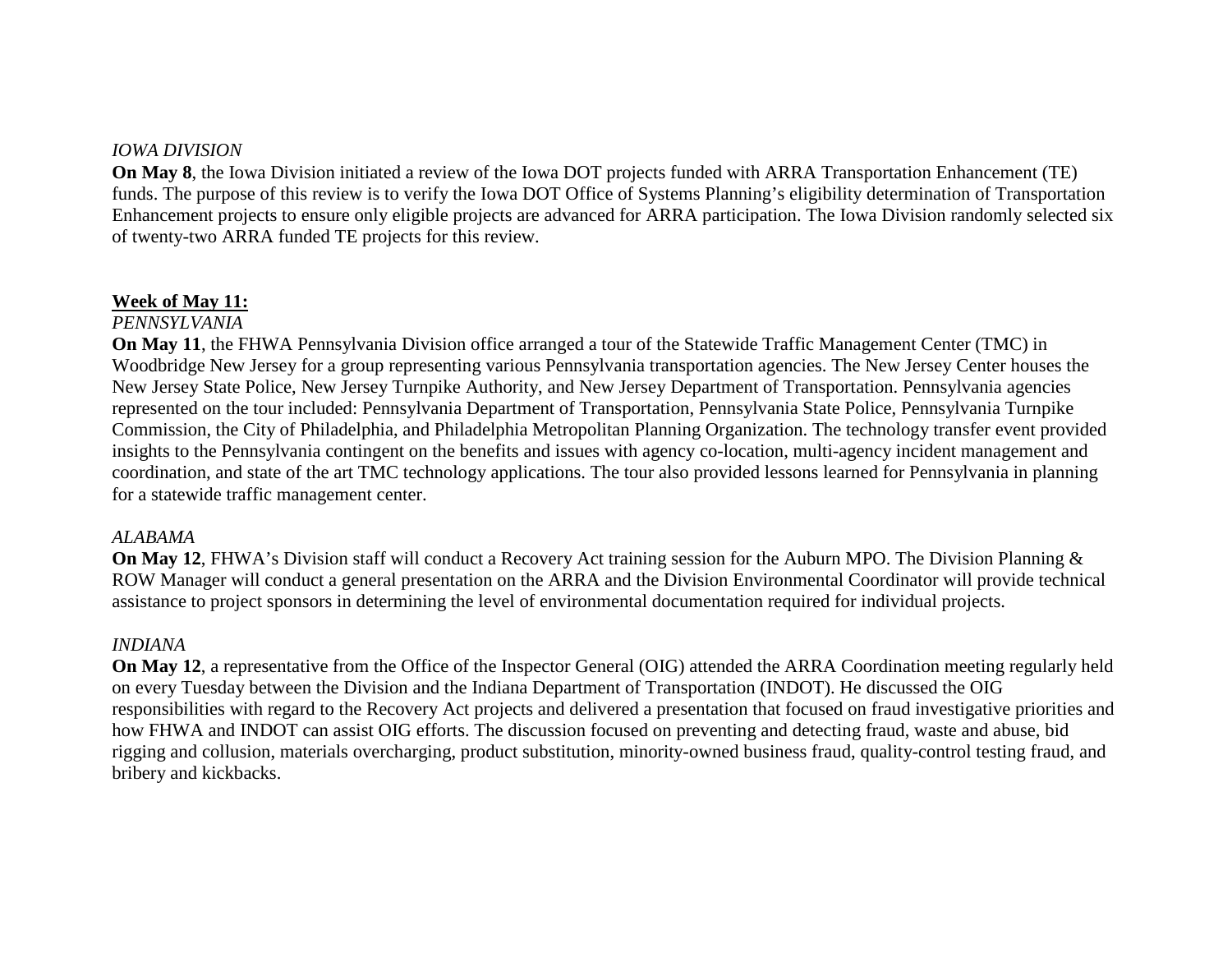*IOWA DIVISION*

**On May 8**, the Iowa Division initiated a review of the Iowa DOT projects funded with ARRA Transportation Enhancement (TE) funds. The purpose of this review is to verify the Iowa DOT Office of Systems Planning's eligibility determination of Transportation Enhancement projects to ensure only eligible projects are advanced for ARRA participation. The Iowa Division randomly selected six of twenty-two ARRA funded TE projects for this review.

**<u>Week of May 11:</u>**

*PENNSYLVANIA*

**On May 11**, the FHWA Pennsylvania Division office arranged a tour of the Statewide Traffic Management Center (TMC) in Woodbridge New Jersey for a group representing various Pennsylvania transportation agencies. The New Jersey Center houses the New Jersey State Police, New Jersey Turnpike Authority, and New Jersey Department of Transportation. Pennsylvania agencies represented on the tour included: Pennsylvania Department of Transportation, Pennsylvania State Police, Pennsylvania Turnpike Commission, the City of Philadelphia, and Philadelphia Metropolitan Planning Organization. The technology transfer event provided insights to the Pennsylvania contingent on the benefits and issues with agency co-location, multi-agency incident management and coordination, and state of the art TMC technology applications. The tour also provided lessons learned for Pennsylvania in planning for a statewide traffic management center.

*ALABAMA*

**On May 12**, FHWA's Division staff will conduct a Recovery Act training session for the Auburn MPO. The Division Planning & ROW Manager will conduct a general presentation on the ARRA and the Division Environmental Coordinator will provide technical assistance to project sponsors in determining the level of environmental documentation required for individual projects.

*INDIANA*

**On May 12**, a representative from the Office of the Inspector General (OIG) attended the ARRA Coordination meeting regularly held on every Tuesday between the Division and the Indiana Department of Transportation (INDOT). He discussed the OIG responsibilities with regard to the Recovery Act projects and delivered a presentation that focused on fraud investigative priorities and how FHWA and INDOT can assist OIG efforts. The discussion focused on preventing and detecting fraud, waste and abuse, bid rigging and collusion, materials overcharging, product substitution, minority-owned business fraud, quality-control testing fraud, and bribery and kickbacks.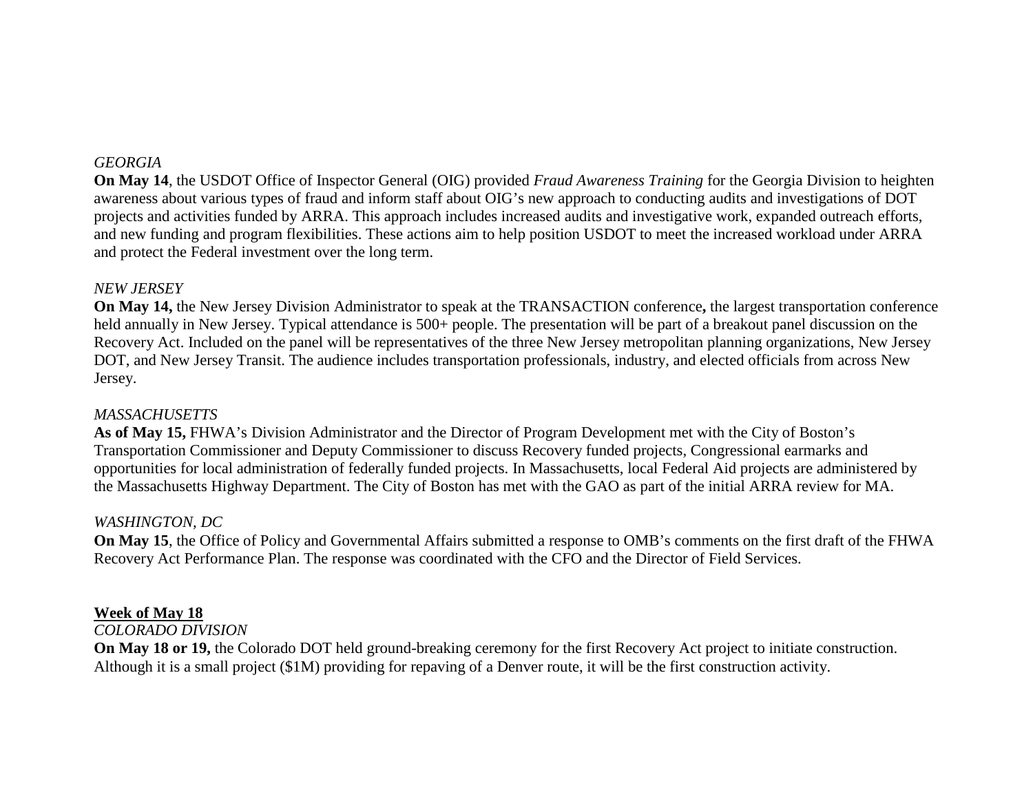*GEORGIA*
**On May 14**, the USDOT Office of Inspector General (OIG) provided *Fraud Awareness Training* for the Georgia Division to heighten awareness about various types of fraud and inform staff about OIG's new approach to conducting audits and investigations of DOT projects and activities funded by ARRA. This approach includes increased audits and investigative work, expanded outreach efforts, and new funding and program flexibilities. These actions aim to help position USDOT to meet the increased workload under ARRA and protect the Federal investment over the long term.

*NEW JERSEY*
**On May 14,** the New Jersey Division Administrator to speak at the TRANSACTION conference**,** the largest transportation conference held annually in New Jersey. Typical attendance is 500+ people. The presentation will be part of a breakout panel discussion on the Recovery Act. Included on the panel will be representatives of the three New Jersey metropolitan planning organizations, New Jersey DOT, and New Jersey Transit. The audience includes transportation professionals, industry, and elected officials from across New Jersey.

*MASSACHUSETTS*
**As of May 15,** FHWA's Division Administrator and the Director of Program Development met with the City of Boston's Transportation Commissioner and Deputy Commissioner to discuss Recovery funded projects, Congressional earmarks and opportunities for local administration of federally funded projects. In Massachusetts, local Federal Aid projects are administered by the Massachusetts Highway Department. The City of Boston has met with the GAO as part of the initial ARRA review for MA.

*WASHINGTON, DC*
**On May 15**, the Office of Policy and Governmental Affairs submitted a response to OMB's comments on the first draft of the FHWA Recovery Act Performance Plan. The response was coordinated with the CFO and the Director of Field Services.

**Week of May 18**
*COLORADO DIVISION*
**On May 18 or 19,** the Colorado DOT held ground-breaking ceremony for the first Recovery Act project to initiate construction. Although it is a small project ($1M) providing for repaving of a Denver route, it will be the first construction activity.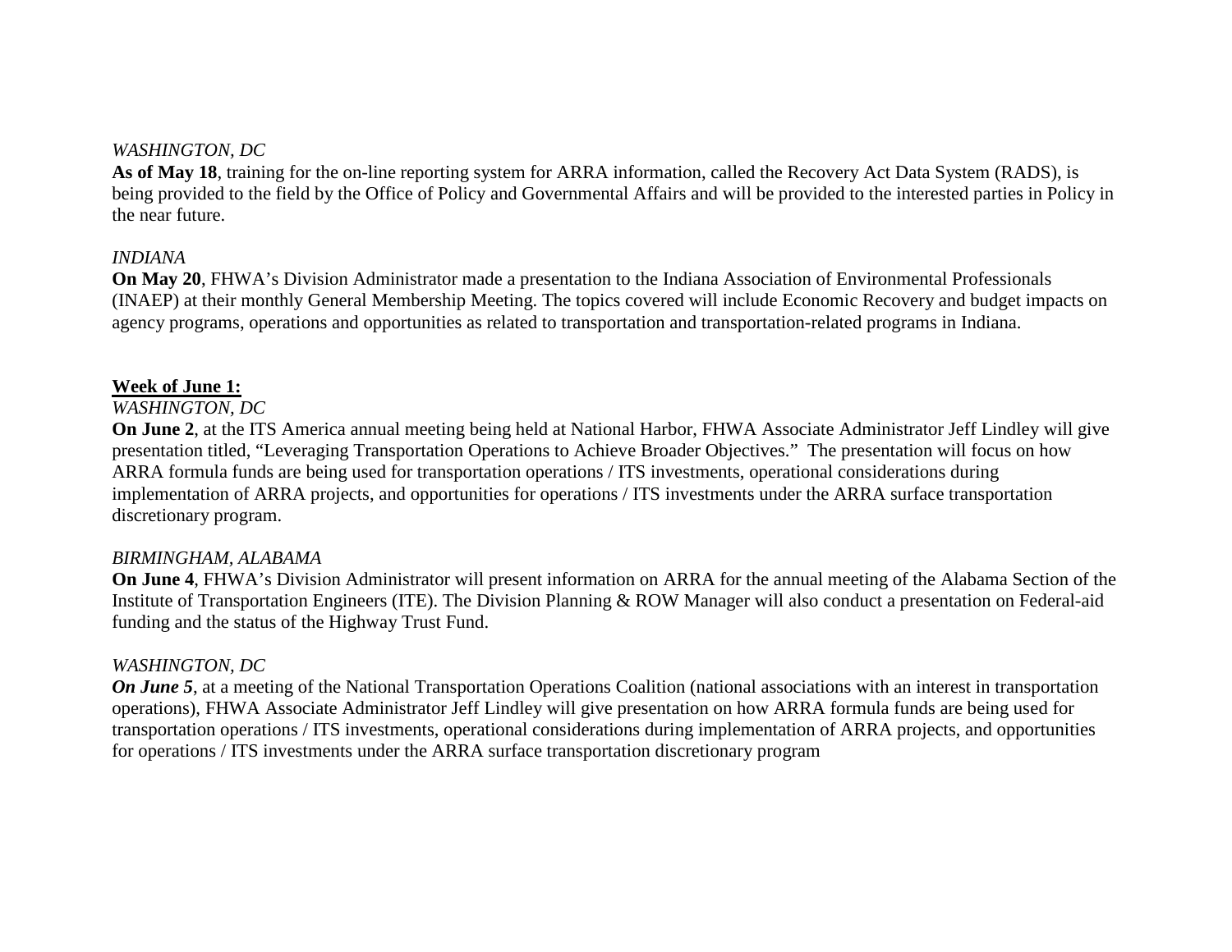*WASHINGTON, DC*
**As of May 18**, training for the on-line reporting system for ARRA information, called the Recovery Act Data System (RADS), is being provided to the field by the Office of Policy and Governmental Affairs and will be provided to the interested parties in Policy in the near future.

*INDIANA*
**On May 20**, FHWA's Division Administrator made a presentation to the Indiana Association of Environmental Professionals (INAEP) at their monthly General Membership Meeting. The topics covered will include Economic Recovery and budget impacts on agency programs, operations and opportunities as related to transportation and transportation-related programs in Indiana.

**<u>Week of June 1:</u>**
*WASHINGTON, DC*
**On June 2**, at the ITS America annual meeting being held at National Harbor, FHWA Associate Administrator Jeff Lindley will give presentation titled, "Leveraging Transportation Operations to Achieve Broader Objectives." The presentation will focus on how ARRA formula funds are being used for transportation operations / ITS investments, operational considerations during implementation of ARRA projects, and opportunities for operations / ITS investments under the ARRA surface transportation discretionary program.

*BIRMINGHAM, ALABAMA*
**On June 4**, FHWA's Division Administrator will present information on ARRA for the annual meeting of the Alabama Section of the Institute of Transportation Engineers (ITE). The Division Planning & ROW Manager will also conduct a presentation on Federal-aid funding and the status of the Highway Trust Fund.

*WASHINGTON, DC*
***On June 5***, at a meeting of the National Transportation Operations Coalition (national associations with an interest in transportation operations), FHWA Associate Administrator Jeff Lindley will give presentation on how ARRA formula funds are being used for transportation operations / ITS investments, operational considerations during implementation of ARRA projects, and opportunities for operations / ITS investments under the ARRA surface transportation discretionary program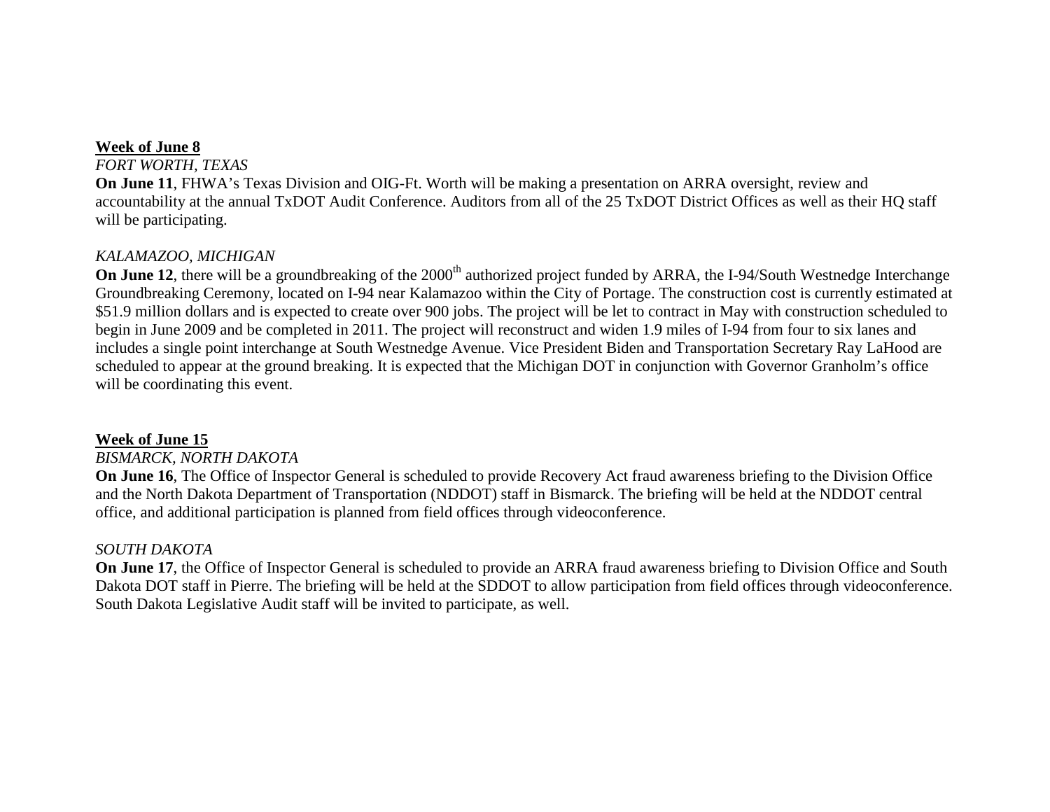**<u>Week of June 8</u>**

*FORT WORTH, TEXAS*

**On June 11**, FHWA's Texas Division and OIG-Ft. Worth will be making a presentation on ARRA oversight, review and accountability at the annual TxDOT Audit Conference. Auditors from all of the 25 TxDOT District Offices as well as their HQ staff will be participating.

*KALAMAZOO, MICHIGAN*

**On June 12**, there will be a groundbreaking of the 2000th authorized project funded by ARRA, the I-94/South Westnedge Interchange Groundbreaking Ceremony, located on I-94 near Kalamazoo within the City of Portage. The construction cost is currently estimated at \$51.9 million dollars and is expected to create over 900 jobs. The project will be let to contract in May with construction scheduled to begin in June 2009 and be completed in 2011. The project will reconstruct and widen 1.9 miles of I-94 from four to six lanes and includes a single point interchange at South Westnedge Avenue. Vice President Biden and Transportation Secretary Ray LaHood are scheduled to appear at the ground breaking. It is expected that the Michigan DOT in conjunction with Governor Granholm's office will be coordinating this event.

**<u>Week of June 15</u>**

*BISMARCK, NORTH DAKOTA*

**On June 16**, The Office of Inspector General is scheduled to provide Recovery Act fraud awareness briefing to the Division Office and the North Dakota Department of Transportation (NDDOT) staff in Bismarck. The briefing will be held at the NDDOT central office, and additional participation is planned from field offices through videoconference.

*SOUTH DAKOTA*

**On June 17**, the Office of Inspector General is scheduled to provide an ARRA fraud awareness briefing to Division Office and South Dakota DOT staff in Pierre. The briefing will be held at the SDDOT to allow participation from field offices through videoconference. South Dakota Legislative Audit staff will be invited to participate, as well.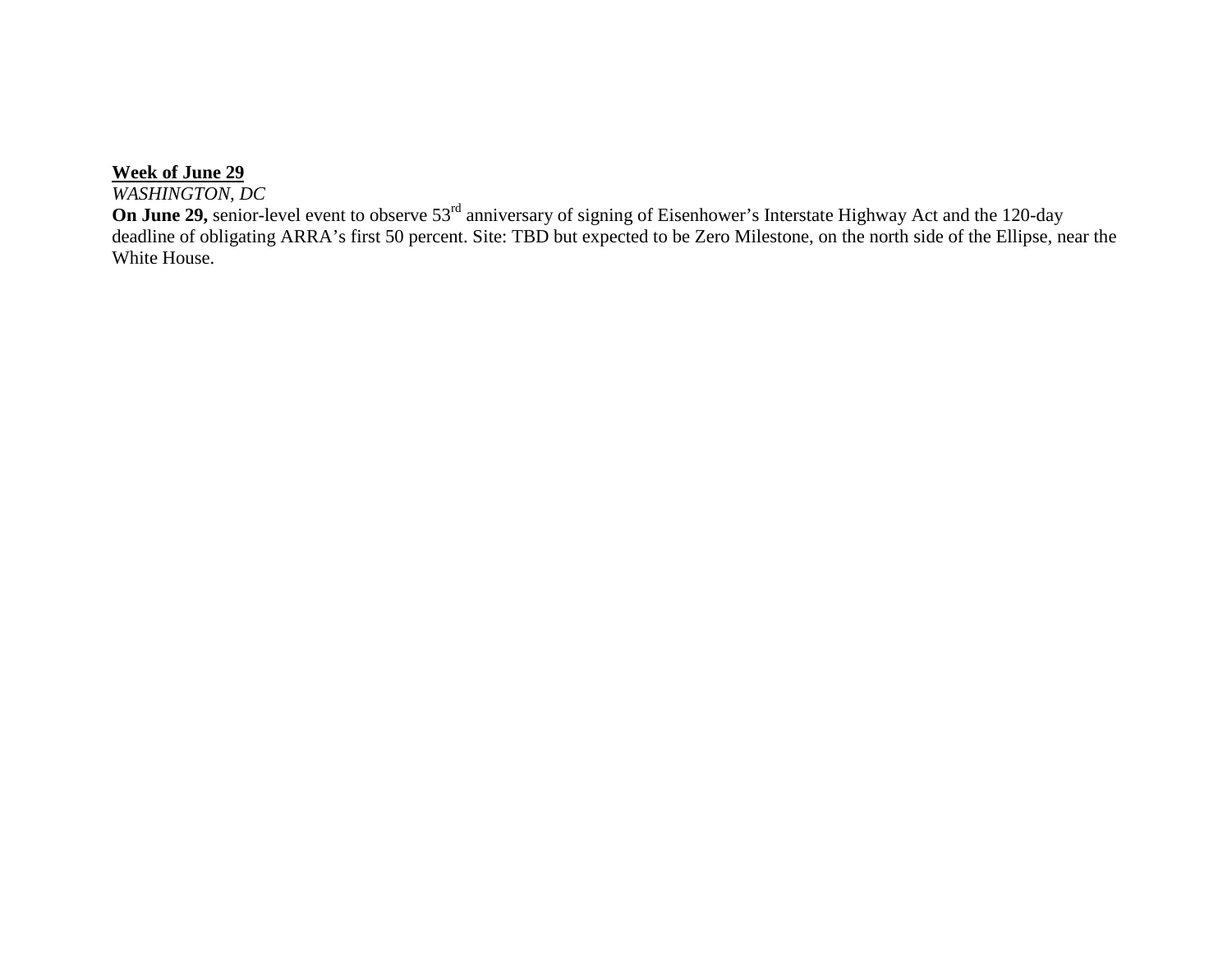**<u>Week of June 29</u>**
*WASHINGTON, DC*
**On June 29,** senior-level event to observe 53rd anniversary of signing of Eisenhower's Interstate Highway Act and the 120-day deadline of obligating ARRA's first 50 percent. Site: TBD but expected to be Zero Milestone, on the north side of the Ellipse, near the White House.